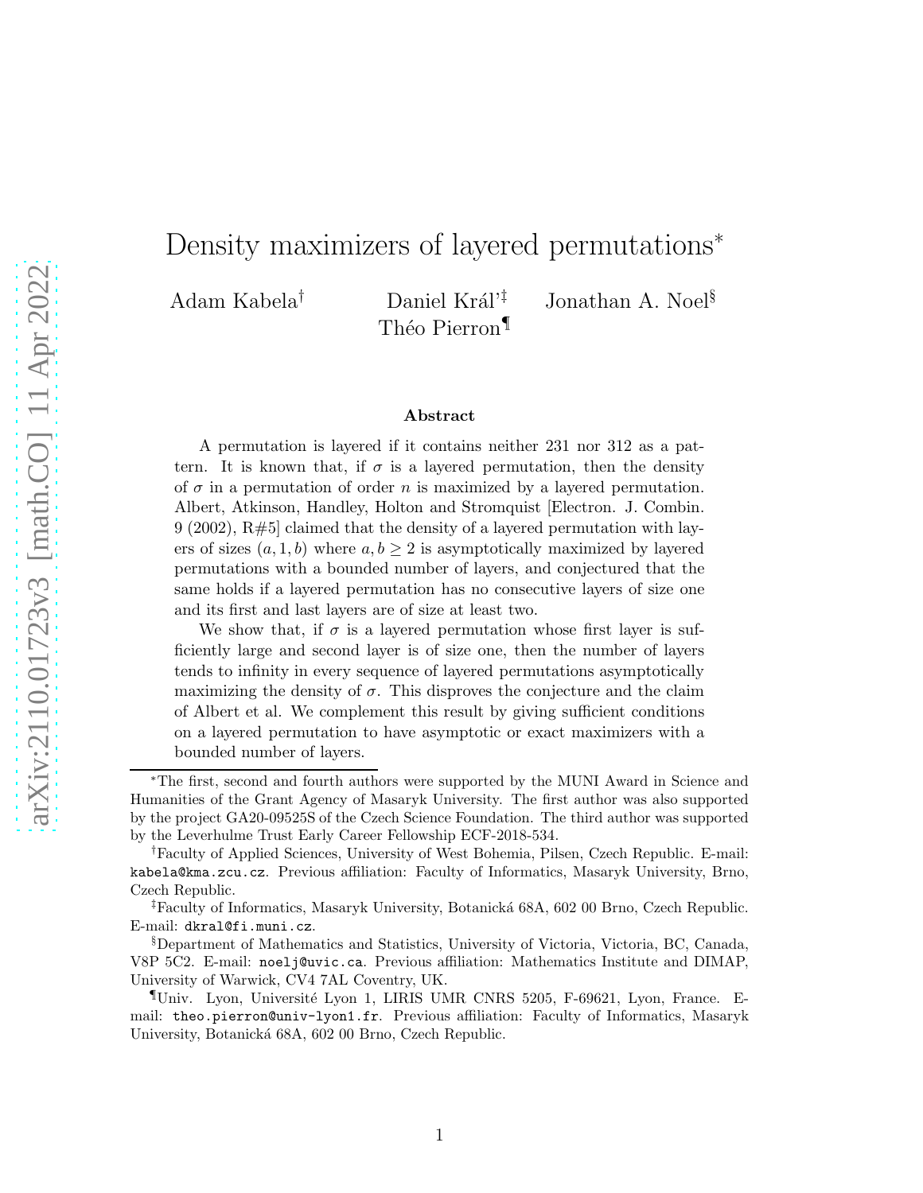# Density maximizers of layered permutations*

Adam Kabela[†] Daniel Král'[‡] Jonathan A. Noel[§] Théo Pierron[¶]

### Abstract

A permutation is layered if it contains neither 231 nor 312 as a pattern. It is known that, if $\sigma$ is a layered permutation, then the density of $\sigma$ in a permutation of order $n$ is maximized by a layered permutation. Albert, Atkinson, Handley, Holton and Stromquist [Electron. J. Combin. 9 (2002), R#5] claimed that the density of a layered permutation with layers of sizes $(a, 1, b)$ where $a, b \geq 2$ is asymptotically maximized by layered permutations with a bounded number of layers, and conjectured that the same holds if a layered permutation has no consecutive layers of size one and its first and last layers are of size at least two.

We show that, if $\sigma$ is a layered permutation whose first layer is sufficiently large and second layer is of size one, then the number of layers tends to infinity in every sequence of layered permutations asymptotically maximizing the density of $\sigma$. This disproves the conjecture and the claim of Albert et al. We complement this result by giving sufficient conditions on a layered permutation to have asymptotic or exact maximizers with a bounded number of layers.

---

*The first, second and fourth authors were supported by the MUNI Award in Science and Humanities of the Grant Agency of Masaryk University. The first author was also supported by the project GA20-09525S of the Czech Science Foundation. The third author was supported by the Leverhulme Trust Early Career Fellowship ECF-2018-534.

[†]Faculty of Applied Sciences, University of West Bohemia, Pilsen, Czech Republic. E-mail: kabela@kma.zcu.cz. Previous affiliation: Faculty of Informatics, Masaryk University, Brno, Czech Republic.

[‡]Faculty of Informatics, Masaryk University, Botanická 68A, 602 00 Brno, Czech Republic. E-mail: dkral@fi.muni.cz.

[§]Department of Mathematics and Statistics, University of Victoria, Victoria, BC, Canada, V8P 5C2. E-mail: noelj@uvic.ca. Previous affiliation: Mathematics Institute and DIMAP, University of Warwick, CV4 7AL Coventry, UK.

[¶]Univ. Lyon, Université Lyon 1, LIRIS UMR CNRS 5205, F-69621, Lyon, France. E-mail: theo.pierron@univ-lyon1.fr. Previous affiliation: Faculty of Informatics, Masaryk University, Botanická 68A, 602 00 Brno, Czech Republic.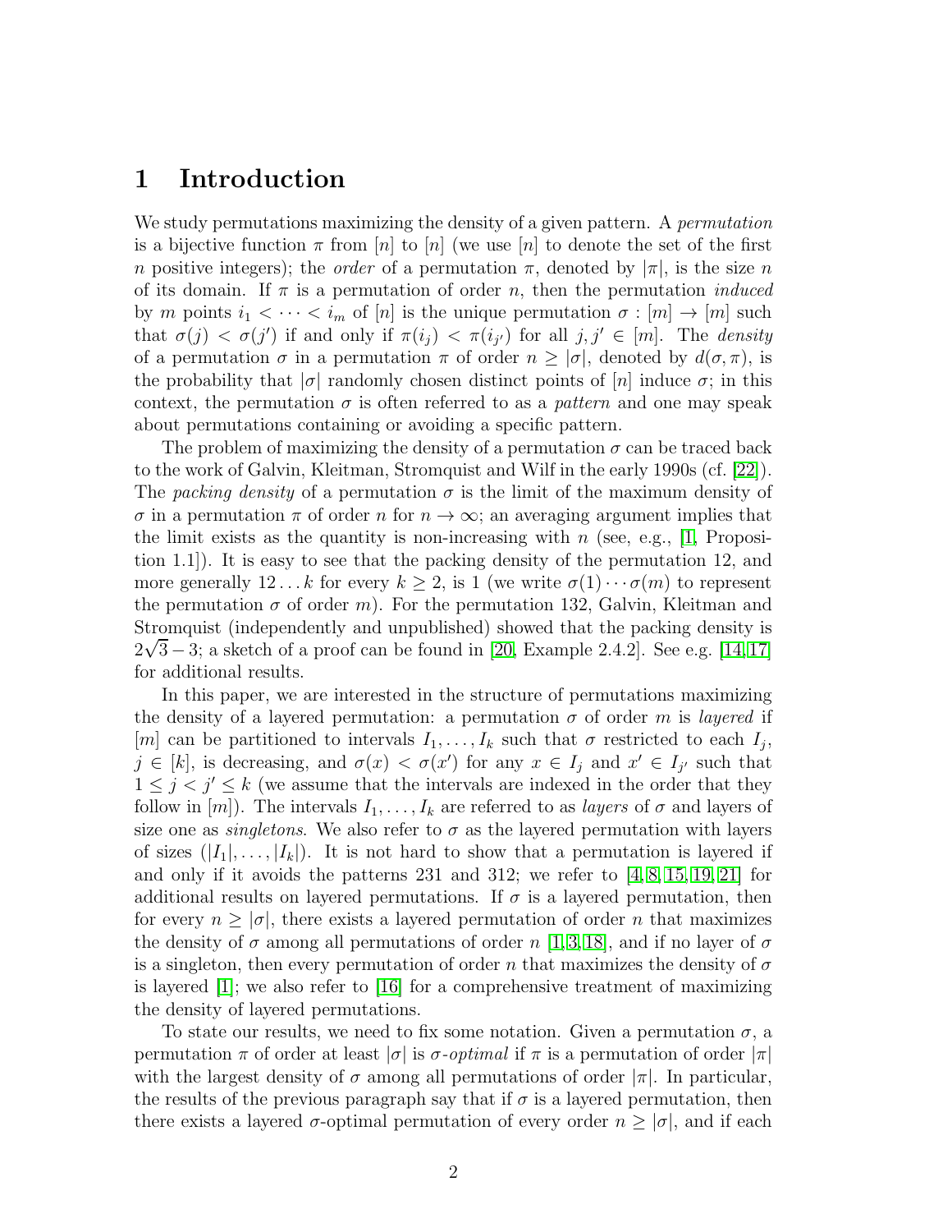# 1 Introduction

We study permutations maximizing the density of a given pattern. A *permutation* is a bijective function $\pi$ from $[n]$ to $[n]$ (we use $[n]$ to denote the set of the first $n$ positive integers); the *order* of a permutation $\pi$, denoted by $|\pi|$, is the size $n$ of its domain. If $\pi$ is a permutation of order $n$, then the permutation *induced* by $m$ points $i_1 < \cdots < i_m$ of $[n]$ is the unique permutation $\sigma : [m] \to [m]$ such that $\sigma(j) < \sigma(j')$ if and only if $\pi(i_j) < \pi(i_{j'})$ for all $j, j' \in [m]$. The *density* of a permutation $\sigma$ in a permutation $\pi$ of order $n \geq |\sigma|$, denoted by $d(\sigma, \pi)$, is the probability that $|\sigma|$ randomly chosen distinct points of $[n]$ induce $\sigma$; in this context, the permutation $\sigma$ is often referred to as a *pattern* and one may speak about permutations containing or avoiding a specific pattern.

The problem of maximizing the density of a permutation $\sigma$ can be traced back to the work of Galvin, Kleitman, Stromquist and Wilf in the early 1990s (cf. [22]). The *packing density* of a permutation $\sigma$ is the limit of the maximum density of $\sigma$ in a permutation $\pi$ of order $n$ for $n \to \infty$; an averaging argument implies that the limit exists as the quantity is non-increasing with $n$ (see, e.g., [1, Proposition 1.1]). It is easy to see that the packing density of the permutation 12, and more generally $12\ldots k$ for every $k \geq 2$, is 1 (we write $\sigma(1)\cdots\sigma(m)$ to represent the permutation $\sigma$ of order $m$). For the permutation 132, Galvin, Kleitman and Stromquist (independently and unpublished) showed that the packing density is $2\sqrt{3}-3$; a sketch of a proof can be found in [20, Example 2.4.2]. See e.g. [14, 17] for additional results.

In this paper, we are interested in the structure of permutations maximizing the density of a layered permutation: a permutation $\sigma$ of order $m$ is *layered* if $[m]$ can be partitioned to intervals $I_1, \ldots, I_k$ such that $\sigma$ restricted to each $I_j$, $j \in [k]$, is decreasing, and $\sigma(x) < \sigma(x')$ for any $x \in I_j$ and $x' \in I_{j'}$ such that $1 \leq j < j' \leq k$ (we assume that the intervals are indexed in the order that they follow in $[m]$). The intervals $I_1, \ldots, I_k$ are referred to as *layers* of $\sigma$ and layers of size one as *singletons*. We also refer to $\sigma$ as the layered permutation with layers of sizes $(|I_1|, \ldots, |I_k|)$. It is not hard to show that a permutation is layered if and only if it avoids the patterns 231 and 312; we refer to [4, 8, 15, 19, 21] for additional results on layered permutations. If $\sigma$ is a layered permutation, then for every $n \geq |\sigma|$, there exists a layered permutation of order $n$ that maximizes the density of $\sigma$ among all permutations of order $n$ [1, 3, 18], and if no layer of $\sigma$ is a singleton, then every permutation of order $n$ that maximizes the density of $\sigma$ is layered [1]; we also refer to [16] for a comprehensive treatment of maximizing the density of layered permutations.

To state our results, we need to fix some notation. Given a permutation $\sigma$, a permutation $\pi$ of order at least $|\sigma|$ is *$\sigma$-optimal* if $\pi$ is a permutation of order $|\pi|$ with the largest density of $\sigma$ among all permutations of order $|\pi|$. In particular, the results of the previous paragraph say that if $\sigma$ is a layered permutation, then there exists a layered $\sigma$-optimal permutation of every order $n \geq |\sigma|$, and if each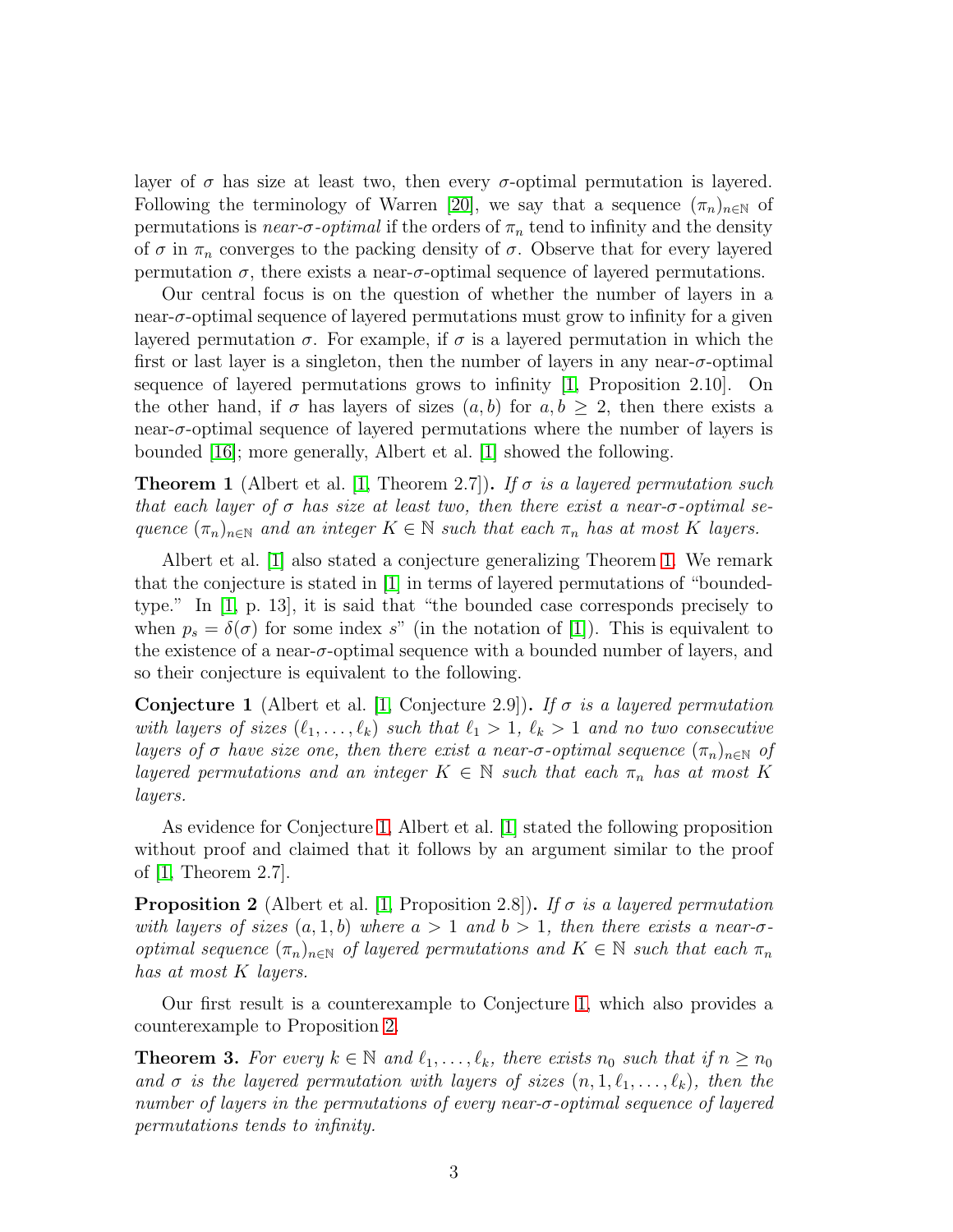layer of $\sigma$ has size at least two, then every $\sigma$-optimal permutation is layered. Following the terminology of Warren [20], we say that a sequence $(\pi_n)_{n\in\mathbb{N}}$ of permutations is *near-$\sigma$-optimal* if the orders of $\pi_n$ tend to infinity and the density of $\sigma$ in $\pi_n$ converges to the packing density of $\sigma$. Observe that for every layered permutation $\sigma$, there exists a near-$\sigma$-optimal sequence of layered permutations.

Our central focus is on the question of whether the number of layers in a near-$\sigma$-optimal sequence of layered permutations must grow to infinity for a given layered permutation $\sigma$. For example, if $\sigma$ is a layered permutation in which the first or last layer is a singleton, then the number of layers in any near-$\sigma$-optimal sequence of layered permutations grows to infinity [1, Proposition 2.10]. On the other hand, if $\sigma$ has layers of sizes $(a, b)$ for $a, b \geq 2$, then there exists a near-$\sigma$-optimal sequence of layered permutations where the number of layers is bounded [16]; more generally, Albert et al. [1] showed the following.

**Theorem 1** (Albert et al. [1, Theorem 2.7])**.** *If $\sigma$ is a layered permutation such that each layer of $\sigma$ has size at least two, then there exist a near-$\sigma$-optimal sequence $(\pi_n)_{n\in\mathbb{N}}$ and an integer $K \in \mathbb{N}$ such that each $\pi_n$ has at most $K$ layers.*

Albert et al. [1] also stated a conjecture generalizing Theorem 1. We remark that the conjecture is stated in [1] in terms of layered permutations of "bounded-type." In [1, p. 13], it is said that "the bounded case corresponds precisely to when $p_s = \delta(\sigma)$ for some index $s$" (in the notation of [1]). This is equivalent to the existence of a near-$\sigma$-optimal sequence with a bounded number of layers, and so their conjecture is equivalent to the following.

**Conjecture 1** (Albert et al. [1, Conjecture 2.9])**.** *If $\sigma$ is a layered permutation with layers of sizes $(\ell_1, \ldots, \ell_k)$ such that $\ell_1 > 1$, $\ell_k > 1$ and no two consecutive layers of $\sigma$ have size one, then there exist a near-$\sigma$-optimal sequence $(\pi_n)_{n\in\mathbb{N}}$ of layered permutations and an integer $K \in \mathbb{N}$ such that each $\pi_n$ has at most $K$ layers.*

As evidence for Conjecture 1, Albert et al. [1] stated the following proposition without proof and claimed that it follows by an argument similar to the proof of [1, Theorem 2.7].

**Proposition 2** (Albert et al. [1, Proposition 2.8])**.** *If $\sigma$ is a layered permutation with layers of sizes $(a, 1, b)$ where $a > 1$ and $b > 1$, then there exists a near-$\sigma$-optimal sequence $(\pi_n)_{n\in\mathbb{N}}$ of layered permutations and $K \in \mathbb{N}$ such that each $\pi_n$ has at most $K$ layers.*

Our first result is a counterexample to Conjecture 1, which also provides a counterexample to Proposition 2.

**Theorem 3.** *For every $k \in \mathbb{N}$ and $\ell_1, \ldots, \ell_k$, there exists $n_0$ such that if $n \geq n_0$ and $\sigma$ is the layered permutation with layers of sizes $(n, 1, \ell_1, \ldots, \ell_k)$, then the number of layers in the permutations of every near-$\sigma$-optimal sequence of layered permutations tends to infinity.*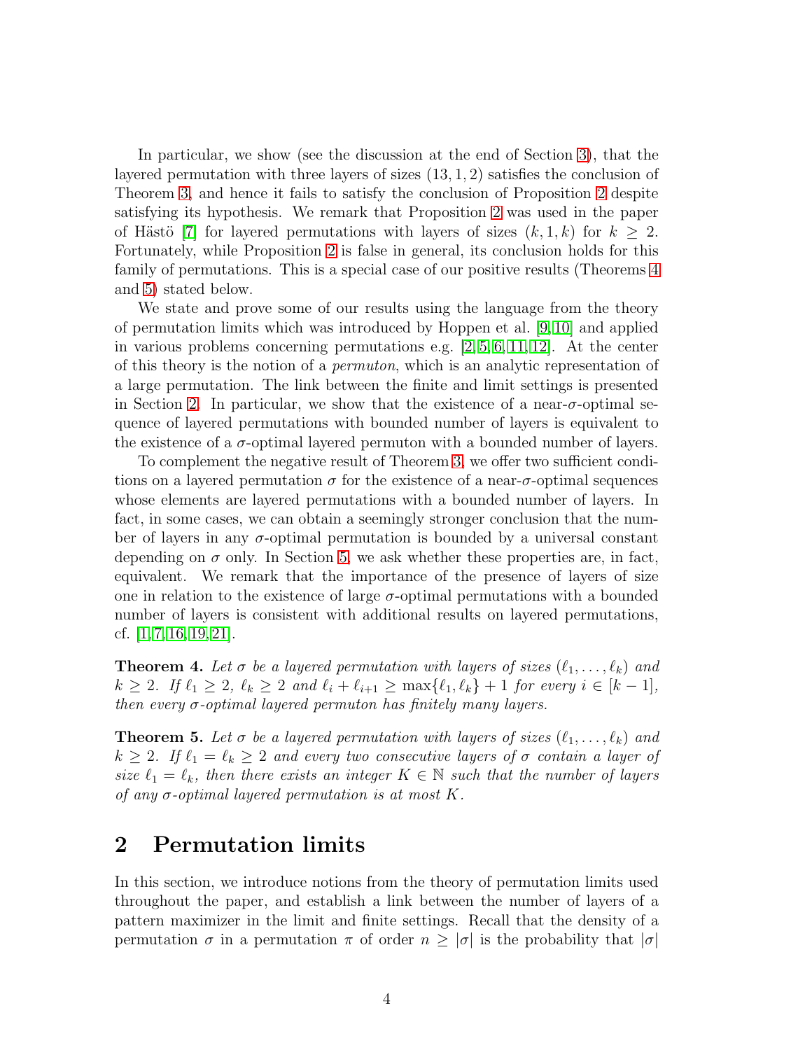In particular, we show (see the discussion at the end of Section 3), that the layered permutation with three layers of sizes $(13, 1, 2)$ satisfies the conclusion of Theorem 3, and hence it fails to satisfy the conclusion of Proposition 2 despite satisfying its hypothesis. We remark that Proposition 2 was used in the paper of Hästö [7] for layered permutations with layers of sizes $(k, 1, k)$ for $k \geq 2$. Fortunately, while Proposition 2 is false in general, its conclusion holds for this family of permutations. This is a special case of our positive results (Theorems 4 and 5) stated below.

We state and prove some of our results using the language from the theory of permutation limits which was introduced by Hoppen et al. [9, 10] and applied in various problems concerning permutations e.g. [2, 5, 6, 11, 12]. At the center of this theory is the notion of a *permuton*, which is an analytic representation of a large permutation. The link between the finite and limit settings is presented in Section 2. In particular, we show that the existence of a near-$\sigma$-optimal sequence of layered permutations with bounded number of layers is equivalent to the existence of a $\sigma$-optimal layered permuton with a bounded number of layers.

To complement the negative result of Theorem 3, we offer two sufficient conditions on a layered permutation $\sigma$ for the existence of a near-$\sigma$-optimal sequences whose elements are layered permutations with a bounded number of layers. In fact, in some cases, we can obtain a seemingly stronger conclusion that the number of layers in any $\sigma$-optimal permutation is bounded by a universal constant depending on $\sigma$ only. In Section 5, we ask whether these properties are, in fact, equivalent. We remark that the importance of the presence of layers of size one in relation to the existence of large $\sigma$-optimal permutations with a bounded number of layers is consistent with additional results on layered permutations, cf. [1, 7, 16, 19, 21].

**Theorem 4.** *Let $\sigma$ be a layered permutation with layers of sizes $(\ell_1, \ldots, \ell_k)$ and $k \geq 2$. If $\ell_1 \geq 2$, $\ell_k \geq 2$ and $\ell_i + \ell_{i+1} \geq \max\{\ell_1, \ell_k\} + 1$ for every $i \in [k-1]$, then every $\sigma$-optimal layered permuton has finitely many layers.*

**Theorem 5.** *Let $\sigma$ be a layered permutation with layers of sizes $(\ell_1, \ldots, \ell_k)$ and $k \geq 2$. If $\ell_1 = \ell_k \geq 2$ and every two consecutive layers of $\sigma$ contain a layer of size $\ell_1 = \ell_k$, then there exists an integer $K \in \mathbb{N}$ such that the number of layers of any $\sigma$-optimal layered permutation is at most $K$.*

## 2 Permutation limits

In this section, we introduce notions from the theory of permutation limits used throughout the paper, and establish a link between the number of layers of a pattern maximizer in the limit and finite settings. Recall that the density of a permutation $\sigma$ in a permutation $\pi$ of order $n \geq |\sigma|$ is the probability that $|\sigma|$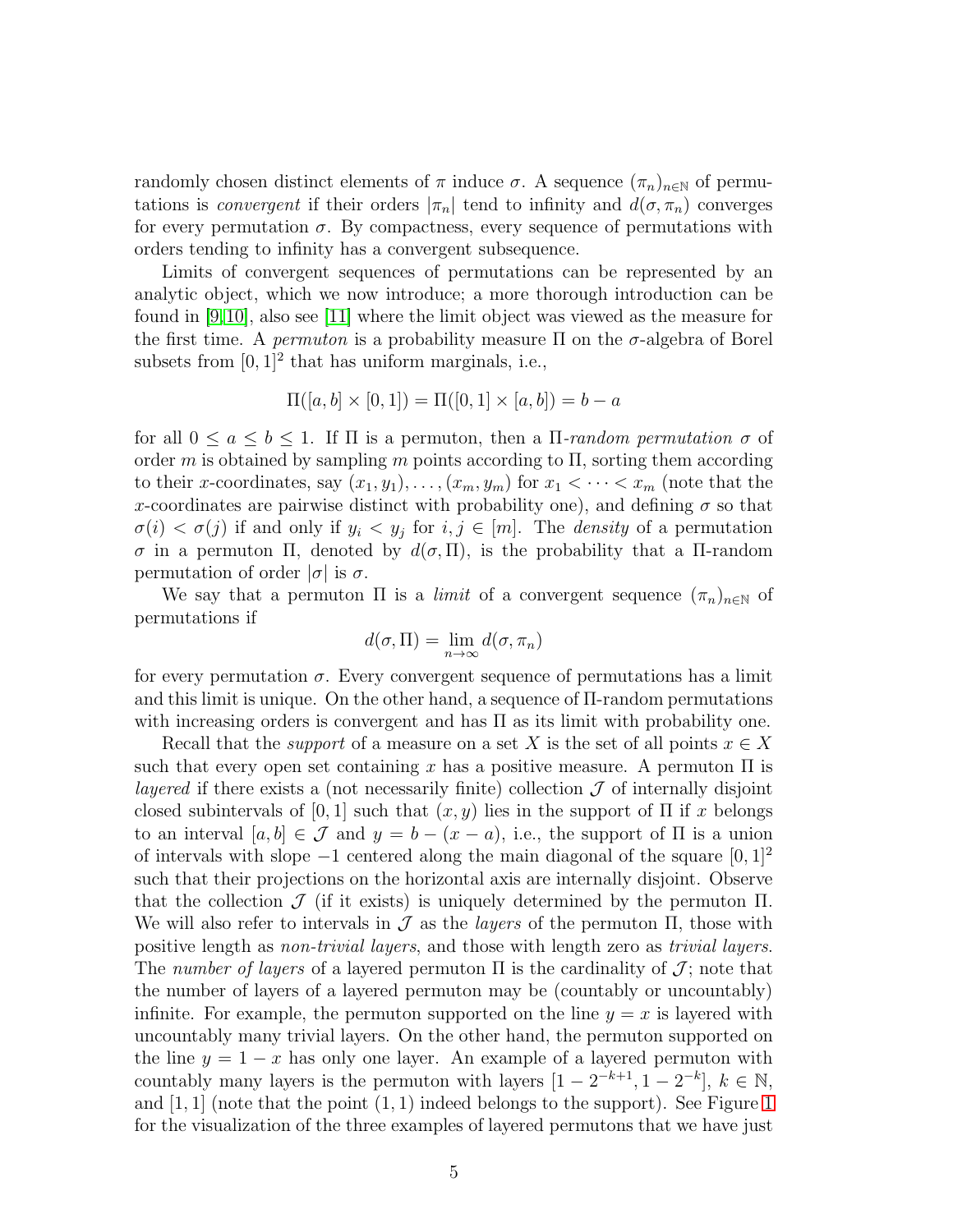randomly chosen distinct elements of $\pi$ induce $\sigma$. A sequence $(\pi_n)_{n\in\mathbb{N}}$ of permutations is *convergent* if their orders $|\pi_n|$ tend to infinity and $d(\sigma, \pi_n)$ converges for every permutation $\sigma$. By compactness, every sequence of permutations with orders tending to infinity has a convergent subsequence.

Limits of convergent sequences of permutations can be represented by an analytic object, which we now introduce; a more thorough introduction can be found in [9,10], also see [11] where the limit object was viewed as the measure for the first time. A *permuton* is a probability measure $\Pi$ on the $\sigma$-algebra of Borel subsets from $[0,1]^2$ that has uniform marginals, i.e.,

$$\Pi([a,b]\times[0,1]) = \Pi([0,1]\times[a,b]) = b-a$$

for all $0 \le a \le b \le 1$. If $\Pi$ is a permuton, then a $\Pi$-*random permutation* $\sigma$ of order $m$ is obtained by sampling $m$ points according to $\Pi$, sorting them according to their $x$-coordinates, say $(x_1, y_1), \ldots, (x_m, y_m)$ for $x_1 < \cdots < x_m$ (note that the $x$-coordinates are pairwise distinct with probability one), and defining $\sigma$ so that $\sigma(i) < \sigma(j)$ if and only if $y_i < y_j$ for $i, j \in [m]$. The *density* of a permutation $\sigma$ in a permuton $\Pi$, denoted by $d(\sigma, \Pi)$, is the probability that a $\Pi$-random permutation of order $|\sigma|$ is $\sigma$.

We say that a permuton $\Pi$ is a *limit* of a convergent sequence $(\pi_n)_{n\in\mathbb{N}}$ of permutations if

$$d(\sigma, \Pi) = \lim_{n\to\infty} d(\sigma, \pi_n)$$

for every permutation $\sigma$. Every convergent sequence of permutations has a limit and this limit is unique. On the other hand, a sequence of $\Pi$-random permutations with increasing orders is convergent and has $\Pi$ as its limit with probability one.

Recall that the *support* of a measure on a set $X$ is the set of all points $x \in X$ such that every open set containing $x$ has a positive measure. A permuton $\Pi$ is *layered* if there exists a (not necessarily finite) collection $\mathcal{J}$ of internally disjoint closed subintervals of $[0,1]$ such that $(x, y)$ lies in the support of $\Pi$ if $x$ belongs to an interval $[a, b] \in \mathcal{J}$ and $y = b - (x - a)$, i.e., the support of $\Pi$ is a union of intervals with slope $-1$ centered along the main diagonal of the square $[0,1]^2$ such that their projections on the horizontal axis are internally disjoint. Observe that the collection $\mathcal{J}$ (if it exists) is uniquely determined by the permuton $\Pi$. We will also refer to intervals in $\mathcal{J}$ as the *layers* of the permuton $\Pi$, those with positive length as *non-trivial layers*, and those with length zero as *trivial layers*. The *number of layers* of a layered permuton $\Pi$ is the cardinality of $\mathcal{J}$; note that the number of layers of a layered permuton may be (countably or uncountably) infinite. For example, the permuton supported on the line $y = x$ is layered with uncountably many trivial layers. On the other hand, the permuton supported on the line $y = 1 - x$ has only one layer. An example of a layered permuton with countably many layers is the permuton with layers $[1 - 2^{-k+1}, 1 - 2^{-k}]$, $k \in \mathbb{N}$, and $[1, 1]$ (note that the point $(1, 1)$ indeed belongs to the support). See Figure 1 for the visualization of the three examples of layered permutons that we have just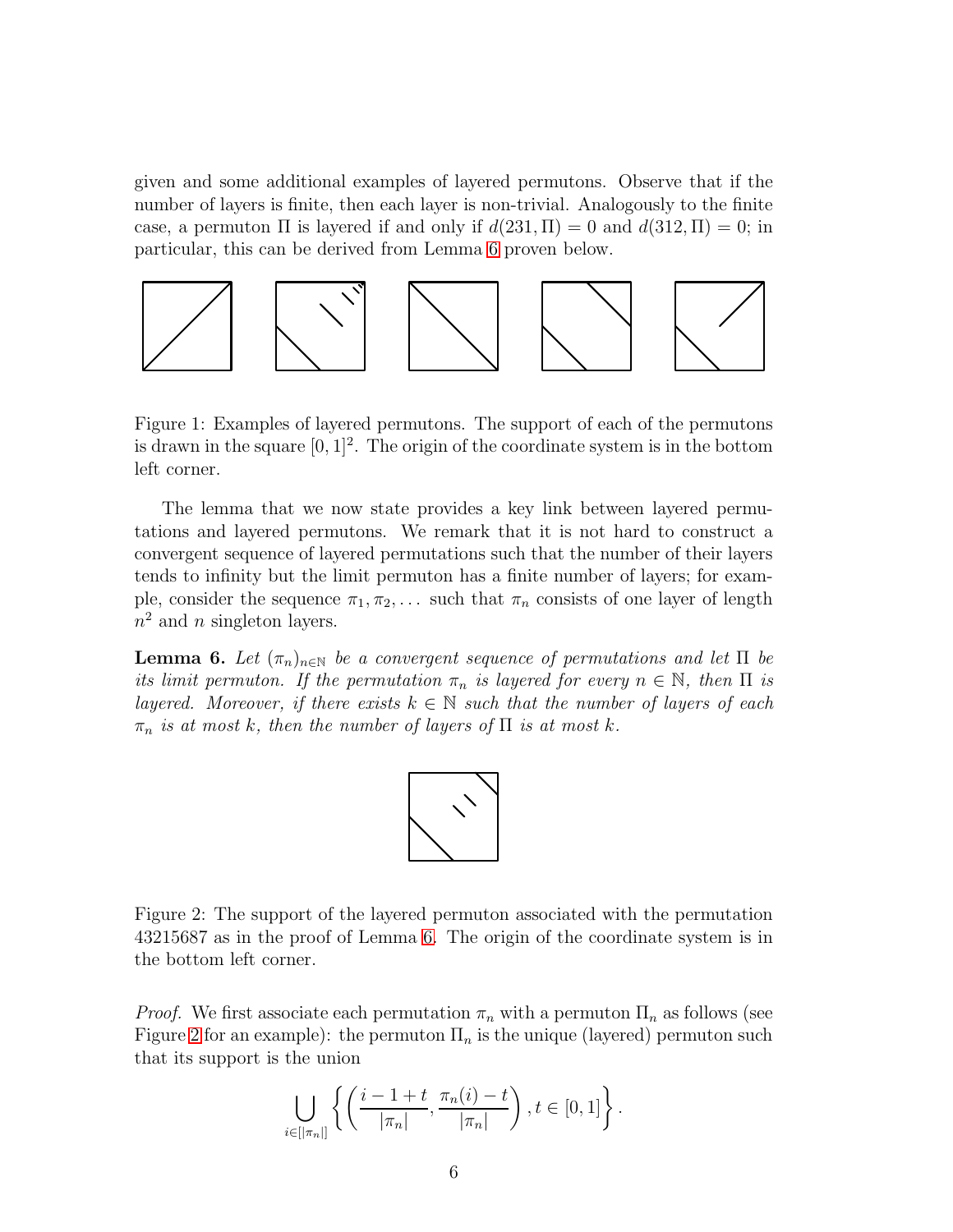given and some additional examples of layered permutons. Observe that if the number of layers is finite, then each layer is non-trivial. Analogously to the finite case, a permuton $\Pi$ is layered if and only if $d(231, \Pi) = 0$ and $d(312, \Pi) = 0$; in particular, this can be derived from Lemma 6 proven below.

Figure 1: Examples of layered permutons. The support of each of the permutons is drawn in the square $[0, 1]^2$. The origin of the coordinate system is in the bottom left corner.

The lemma that we now state provides a key link between layered permutations and layered permutons. We remark that it is not hard to construct a convergent sequence of layered permutations such that the number of their layers tends to infinity but the limit permuton has a finite number of layers; for example, consider the sequence $\pi_1, \pi_2, \ldots$ such that $\pi_n$ consists of one layer of length $n^2$ and $n$ singleton layers.

**Lemma 6.** *Let $(\pi_n)_{n\in\mathbb{N}}$ be a convergent sequence of permutations and let $\Pi$ be its limit permuton. If the permutation $\pi_n$ is layered for every $n \in \mathbb{N}$, then $\Pi$ is layered. Moreover, if there exists $k \in \mathbb{N}$ such that the number of layers of each $\pi_n$ is at most $k$, then the number of layers of $\Pi$ is at most $k$.*

Figure 2: The support of the layered permuton associated with the permutation 43215687 as in the proof of Lemma 6. The origin of the coordinate system is in the bottom left corner.

*Proof.* We first associate each permutation $\pi_n$ with a permuton $\Pi_n$ as follows (see Figure 2 for an example): the permuton $\Pi_n$ is the unique (layered) permuton such that its support is the union

$$\bigcup_{i\in[|\pi_n|]} \left\{ \left( \frac{i-1+t}{|\pi_n|}, \frac{\pi_n(i)-t}{|\pi_n|} \right), t \in [0,1] \right\}.$$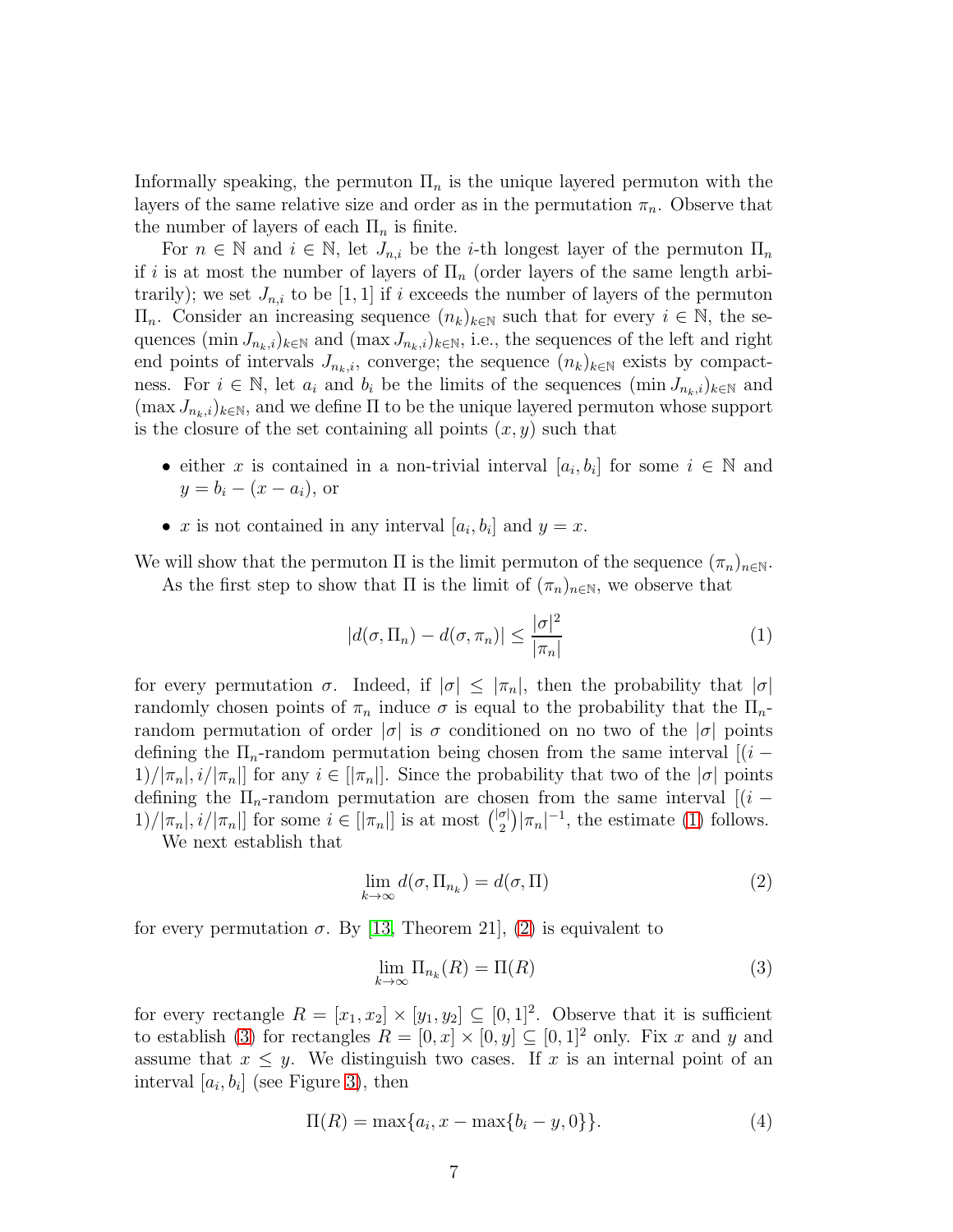Informally speaking, the permuton $\Pi_n$ is the unique layered permuton with the layers of the same relative size and order as in the permutation $\pi_n$. Observe that the number of layers of each $\Pi_n$ is finite.

For $n \in \mathbb{N}$ and $i \in \mathbb{N}$, let $J_{n,i}$ be the $i$-th longest layer of the permuton $\Pi_n$ if $i$ is at most the number of layers of $\Pi_n$ (order layers of the same length arbitrarily); we set $J_{n,i}$ to be $[1, 1]$ if $i$ exceeds the number of layers of the permuton $\Pi_n$. Consider an increasing sequence $(n_k)_{k\in\mathbb{N}}$ such that for every $i \in \mathbb{N}$, the sequences $(\min J_{n_k,i})_{k\in\mathbb{N}}$ and $(\max J_{n_k,i})_{k\in\mathbb{N}}$, i.e., the sequences of the left and right end points of intervals $J_{n_k,i}$, converge; the sequence $(n_k)_{k\in\mathbb{N}}$ exists by compactness. For $i \in \mathbb{N}$, let $a_i$ and $b_i$ be the limits of the sequences $(\min J_{n_k,i})_{k\in\mathbb{N}}$ and $(\max J_{n_k,i})_{k\in\mathbb{N}}$, and we define $\Pi$ to be the unique layered permuton whose support is the closure of the set containing all points $(x, y)$ such that

- either $x$ is contained in a non-trivial interval $[a_i, b_i]$ for some $i \in \mathbb{N}$ and $y = b_i - (x - a_i)$, or
- $x$ is not contained in any interval $[a_i, b_i]$ and $y = x$.

We will show that the permuton $\Pi$ is the limit permuton of the sequence $(\pi_n)_{n\in\mathbb{N}}$.

As the first step to show that $\Pi$ is the limit of $(\pi_n)_{n\in\mathbb{N}}$, we observe that

$$|d(\sigma, \Pi_n) - d(\sigma, \pi_n)| \le \frac{|\sigma|^2}{|\pi_n|} \tag{1}$$

for every permutation $\sigma$. Indeed, if $|\sigma| \le |\pi_n|$, then the probability that $|\sigma|$ randomly chosen points of $\pi_n$ induce $\sigma$ is equal to the probability that the $\Pi_n$-random permutation of order $|\sigma|$ is $\sigma$ conditioned on no two of the $|\sigma|$ points defining the $\Pi_n$-random permutation being chosen from the same interval $[(i - 1)/|\pi_n|, i/|\pi_n|]$ for any $i \in [|\pi_n|]$. Since the probability that two of the $|\sigma|$ points defining the $\Pi_n$-random permutation are chosen from the same interval $[(i - 1)/|\pi_n|, i/|\pi_n|]$ for some $i \in [|\pi_n|]$ is at most $\binom{|\sigma|}{2}|\pi_n|^{-1}$, the estimate (1) follows.

We next establish that

$$\lim_{k\to\infty} d(\sigma, \Pi_{n_k}) = d(\sigma, \Pi) \tag{2}$$

for every permutation $\sigma$. By [13, Theorem 21], (2) is equivalent to

$$\lim_{k\to\infty} \Pi_{n_k}(R) = \Pi(R) \tag{3}$$

for every rectangle $R = [x_1, x_2] \times [y_1, y_2] \subseteq [0, 1]^2$. Observe that it is sufficient to establish (3) for rectangles $R = [0, x] \times [0, y] \subseteq [0, 1]^2$ only. Fix $x$ and $y$ and assume that $x \le y$. We distinguish two cases. If $x$ is an internal point of an interval $[a_i, b_i]$ (see Figure 3), then

$$\Pi(R) = \max\{a_i, x - \max\{b_i - y, 0\}\}. \tag{4}$$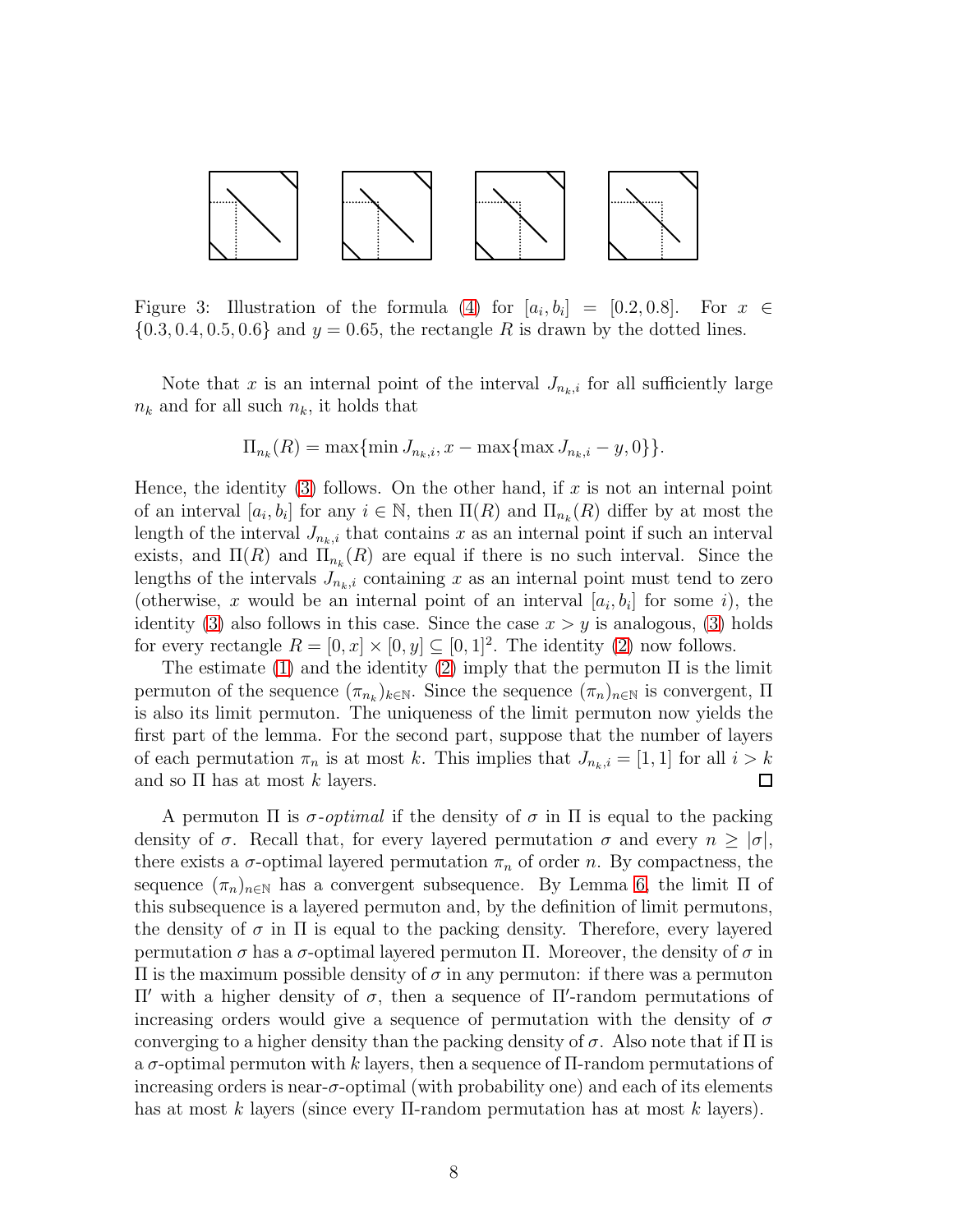Figure 3: Illustration of the formula (4) for $[a_i, b_i] = [0.2, 0.8]$. For $x \in \{0.3, 0.4, 0.5, 0.6\}$ and $y = 0.65$, the rectangle $R$ is drawn by the dotted lines.

Note that $x$ is an internal point of the interval $J_{n_k,i}$ for all sufficiently large $n_k$ and for all such $n_k$, it holds that

$$\Pi_{n_k}(R) = \max\{\min J_{n_k,i}, x - \max\{\max J_{n_k,i} - y, 0\}\}.$$

Hence, the identity (3) follows. On the other hand, if $x$ is not an internal point of an interval $[a_i, b_i]$ for any $i \in \mathbb{N}$, then $\Pi(R)$ and $\Pi_{n_k}(R)$ differ by at most the length of the interval $J_{n_k,i}$ that contains $x$ as an internal point if such an interval exists, and $\Pi(R)$ and $\Pi_{n_k}(R)$ are equal if there is no such interval. Since the lengths of the intervals $J_{n_k,i}$ containing $x$ as an internal point must tend to zero (otherwise, $x$ would be an internal point of an interval $[a_i, b_i]$ for some $i$), the identity (3) also follows in this case. Since the case $x > y$ is analogous, (3) holds for every rectangle $R = [0, x] \times [0, y] \subseteq [0, 1]^2$. The identity (2) now follows.

The estimate (1) and the identity (2) imply that the permuton $\Pi$ is the limit permuton of the sequence $(\pi_{n_k})_{k\in\mathbb{N}}$. Since the sequence $(\pi_n)_{n\in\mathbb{N}}$ is convergent, $\Pi$ is also its limit permuton. The uniqueness of the limit permuton now yields the first part of the lemma. For the second part, suppose that the number of layers of each permutation $\pi_n$ is at most $k$. This implies that $J_{n_k,i} = [1, 1]$ for all $i > k$ and so $\Pi$ has at most $k$ layers. □

A permuton $\Pi$ is *$\sigma$-optimal* if the density of $\sigma$ in $\Pi$ is equal to the packing density of $\sigma$. Recall that, for every layered permutation $\sigma$ and every $n \geq |\sigma|$, there exists a $\sigma$-optimal layered permutation $\pi_n$ of order $n$. By compactness, the sequence $(\pi_n)_{n\in\mathbb{N}}$ has a convergent subsequence. By Lemma 6, the limit $\Pi$ of this subsequence is a layered permuton and, by the definition of limit permutons, the density of $\sigma$ in $\Pi$ is equal to the packing density. Therefore, every layered permutation $\sigma$ has a $\sigma$-optimal layered permuton $\Pi$. Moreover, the density of $\sigma$ in $\Pi$ is the maximum possible density of $\sigma$ in any permuton: if there was a permuton $\Pi'$ with a higher density of $\sigma$, then a sequence of $\Pi'$-random permutations of increasing orders would give a sequence of permutation with the density of $\sigma$ converging to a higher density than the packing density of $\sigma$. Also note that if $\Pi$ is a $\sigma$-optimal permuton with $k$ layers, then a sequence of $\Pi$-random permutations of increasing orders is near-$\sigma$-optimal (with probability one) and each of its elements has at most $k$ layers (since every $\Pi$-random permutation has at most $k$ layers).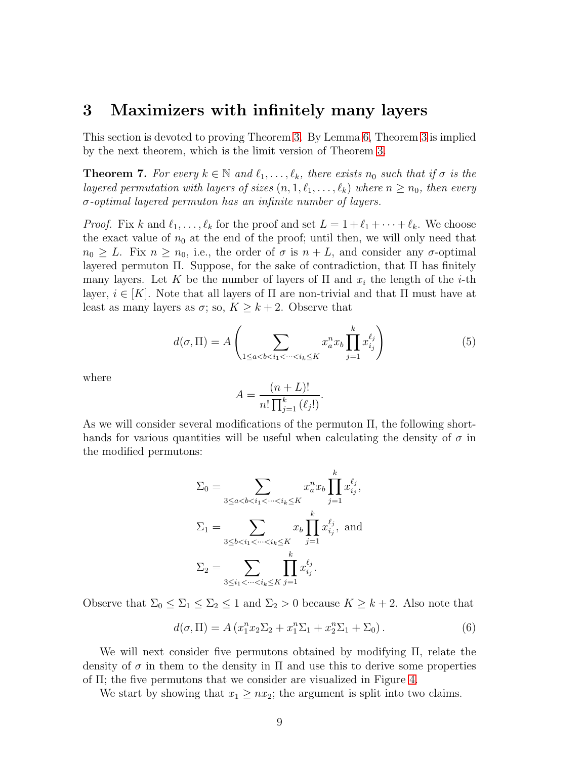## 3 Maximizers with infinitely many layers

This section is devoted to proving Theorem 3. By Lemma 6, Theorem 3 is implied by the next theorem, which is the limit version of Theorem 3.

**Theorem 7.** *For every $k \in \mathbb{N}$ and $\ell_1, \dots, \ell_k$, there exists $n_0$ such that if $\sigma$ is the layered permutation with layers of sizes $(n, 1, \ell_1, \dots, \ell_k)$ where $n \geq n_0$, then every $\sigma$-optimal layered permuton has an infinite number of layers.*

*Proof.* Fix $k$ and $\ell_1, \dots, \ell_k$ for the proof and set $L = 1 + \ell_1 + \dots + \ell_k$. We choose the exact value of $n_0$ at the end of the proof; until then, we will only need that $n_0 \geq L$. Fix $n \geq n_0$, i.e., the order of $\sigma$ is $n + L$, and consider any $\sigma$-optimal layered permuton $\Pi$. Suppose, for the sake of contradiction, that $\Pi$ has finitely many layers. Let $K$ be the number of layers of $\Pi$ and $x_i$ the length of the $i$-th layer, $i \in [K]$. Note that all layers of $\Pi$ are non-trivial and that $\Pi$ must have at least as many layers as $\sigma$; so, $K \geq k + 2$. Observe that

$$d(\sigma, \Pi) = A \left( \sum_{1 \leq a < b < i_1 < \dots < i_k \leq K} x_a^n x_b \prod_{j=1}^{k} x_{i_j}^{\ell_j} \right) \tag{5}$$

where

$$A = \frac{(n+L)!}{n! \prod_{j=1}^{k} (\ell_j!)}.$$

As we will consider several modifications of the permuton $\Pi$, the following shorthands for various quantities will be useful when calculating the density of $\sigma$ in the modified permutons:

$$\Sigma_0 = \sum_{3 \leq a < b < i_1 < \dots < i_k \leq K} x_a^n x_b \prod_{j=1}^{k} x_{i_j}^{\ell_j},$$

$$\Sigma_1 = \sum_{3 \leq b < i_1 < \dots < i_k \leq K} x_b \prod_{j=1}^{k} x_{i_j}^{\ell_j}, \text{ and}$$

$$\Sigma_2 = \sum_{3 \leq i_1 < \dots < i_k \leq K} \prod_{j=1}^{k} x_{i_j}^{\ell_j}.$$

Observe that $\Sigma_0 \leq \Sigma_1 \leq \Sigma_2 \leq 1$ and $\Sigma_2 > 0$ because $K \geq k + 2$. Also note that

$$d(\sigma, \Pi) = A \left( x_1^n x_2 \Sigma_2 + x_1^n \Sigma_1 + x_2^n \Sigma_1 + \Sigma_0 \right). \tag{6}$$

We will next consider five permutons obtained by modifying $\Pi$, relate the density of $\sigma$ in them to the density in $\Pi$ and use this to derive some properties of $\Pi$; the five permutons that we consider are visualized in Figure 4.

We start by showing that $x_1 \geq n x_2$; the argument is split into two claims.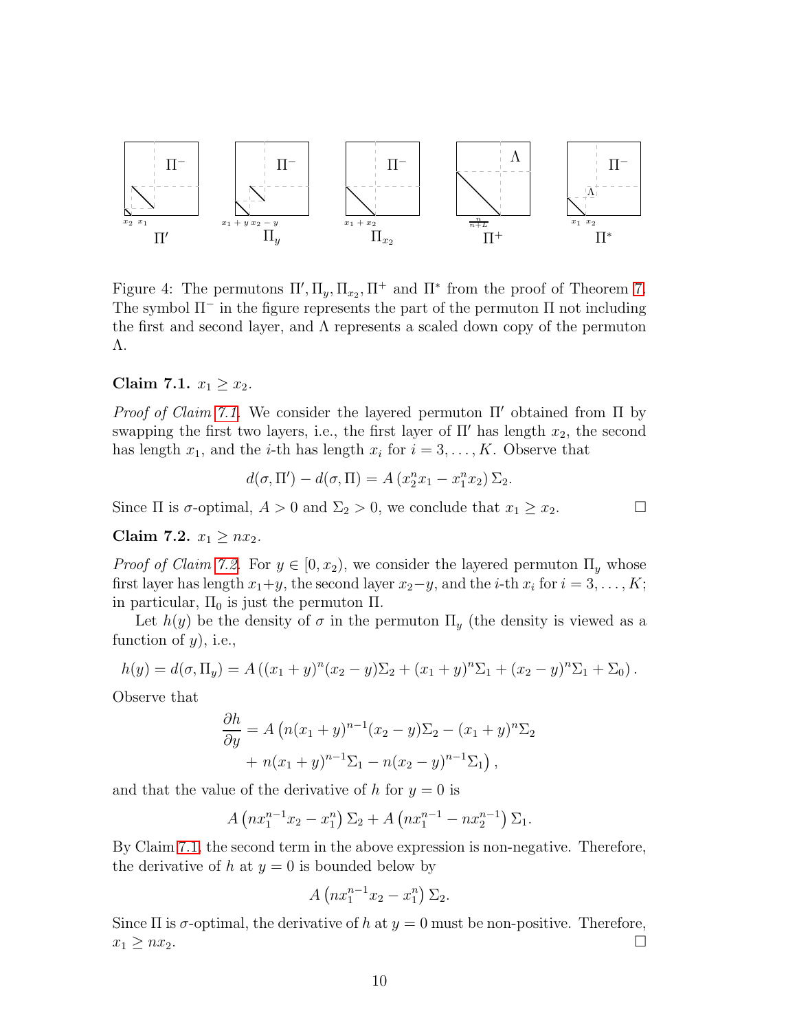Figure 4: The permutons $\Pi', \Pi_y, \Pi_{x_2}, \Pi^+$ and $\Pi^*$ from the proof of Theorem 7. The symbol $\Pi^-$ in the figure represents the part of the permuton $\Pi$ not including the first and second layer, and $\Lambda$ represents a scaled down copy of the permuton $\Lambda$.

**Claim 7.1.** $x_1 \geq x_2$.

*Proof of Claim 7.1.* We consider the layered permuton $\Pi'$ obtained from $\Pi$ by swapping the first two layers, i.e., the first layer of $\Pi'$ has length $x_2$, the second has length $x_1$, and the $i$-th has length $x_i$ for $i = 3, \ldots, K$. Observe that

$$d(\sigma, \Pi') - d(\sigma, \Pi) = A\left(x_2^n x_1 - x_1^n x_2\right)\Sigma_2.$$

Since $\Pi$ is $\sigma$-optimal, $A > 0$ and $\Sigma_2 > 0$, we conclude that $x_1 \geq x_2$. $\square$

**Claim 7.2.** $x_1 \geq n x_2$.

*Proof of Claim 7.2.* For $y \in [0, x_2)$, we consider the layered permuton $\Pi_y$ whose first layer has length $x_1 + y$, the second layer $x_2 - y$, and the $i$-th $x_i$ for $i = 3, \ldots, K$; in particular, $\Pi_0$ is just the permuton $\Pi$.

Let $h(y)$ be the density of $\sigma$ in the permuton $\Pi_y$ (the density is viewed as a function of $y$), i.e.,

$$h(y) = d(\sigma, \Pi_y) = A\left((x_1 + y)^n (x_2 - y)\Sigma_2 + (x_1 + y)^n \Sigma_1 + (x_2 - y)^n \Sigma_1 + \Sigma_0\right).$$

Observe that

$$\begin{aligned}\frac{\partial h}{\partial y} = A\big(&n(x_1+y)^{n-1}(x_2 - y)\Sigma_2 - (x_1 + y)^n \Sigma_2 \\ &+ n(x_1 + y)^{n-1}\Sigma_1 - n(x_2 - y)^{n-1}\Sigma_1\big),\end{aligned}$$

and that the value of the derivative of $h$ for $y = 0$ is

$$A\left(n x_1^{n-1} x_2 - x_1^n\right)\Sigma_2 + A\left(n x_1^{n-1} - n x_2^{n-1}\right)\Sigma_1.$$

By Claim 7.1, the second term in the above expression is non-negative. Therefore, the derivative of $h$ at $y = 0$ is bounded below by

$$A\left(n x_1^{n-1} x_2 - x_1^n\right)\Sigma_2.$$

Since $\Pi$ is $\sigma$-optimal, the derivative of $h$ at $y = 0$ must be non-positive. Therefore, $x_1 \geq n x_2$. $\square$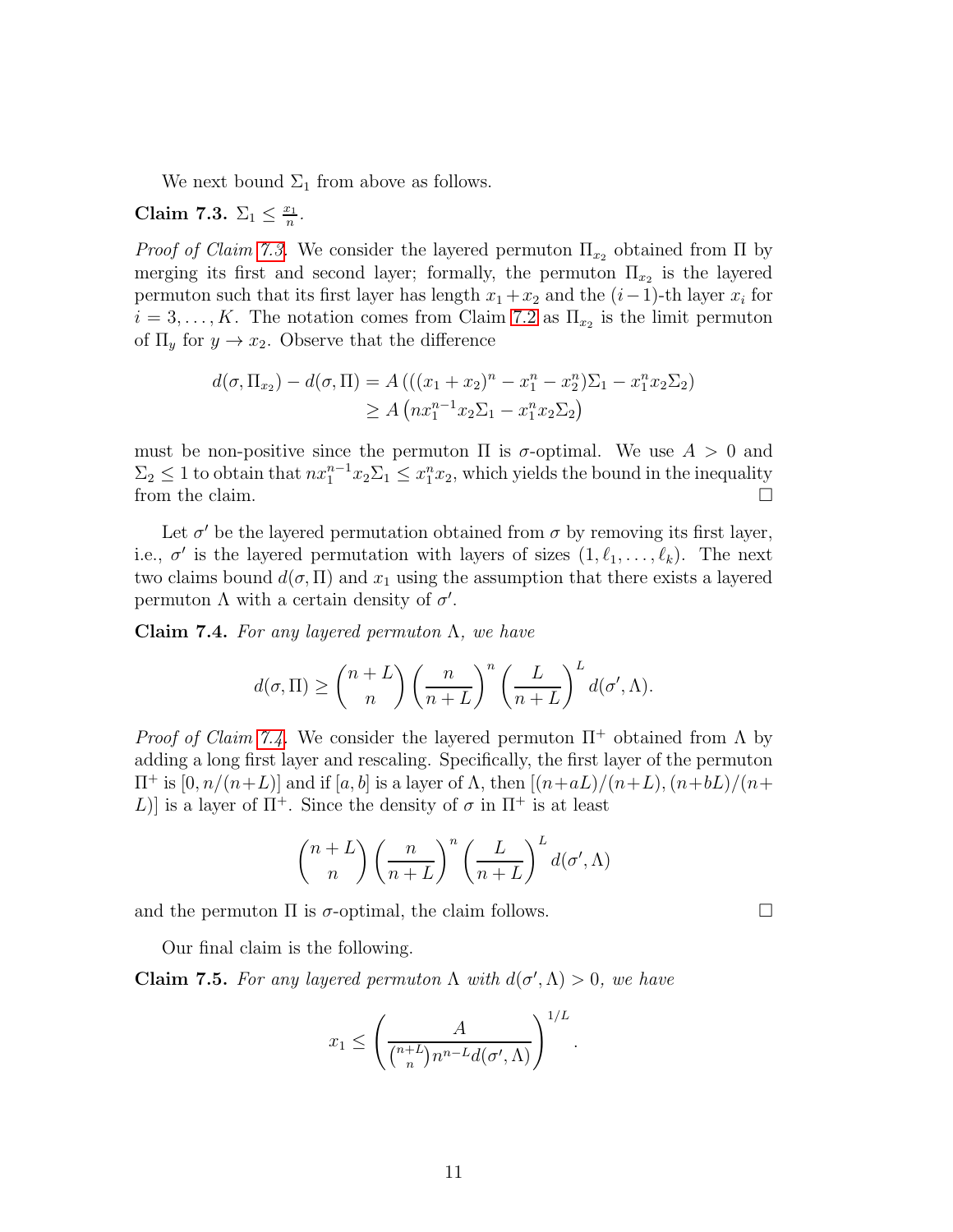We next bound $\Sigma_1$ from above as follows.

**Claim 7.3.** $\Sigma_1 \leq \frac{x_1}{n}$.

*Proof of Claim 7.3.* We consider the layered permuton $\Pi_{x_2}$ obtained from $\Pi$ by merging its first and second layer; formally, the permuton $\Pi_{x_2}$ is the layered permuton such that its first layer has length $x_1 + x_2$ and the $(i-1)$-th layer $x_i$ for $i = 3, \ldots, K$. The notation comes from Claim 7.2 as $\Pi_{x_2}$ is the limit permuton of $\Pi_y$ for $y \to x_2$. Observe that the difference

$$\begin{aligned} d(\sigma, \Pi_{x_2}) - d(\sigma, \Pi) &= A\left(((x_1 + x_2)^n - x_1^n - x_2^n)\Sigma_1 - x_1^n x_2 \Sigma_2\right) \\ &\geq A\left(n x_1^{n-1} x_2 \Sigma_1 - x_1^n x_2 \Sigma_2\right) \end{aligned}$$

must be non-positive since the permuton $\Pi$ is $\sigma$-optimal. We use $A > 0$ and $\Sigma_2 \leq 1$ to obtain that $n x_1^{n-1} x_2 \Sigma_1 \leq x_1^n x_2$, which yields the bound in the inequality from the claim. ☐

Let $\sigma'$ be the layered permutation obtained from $\sigma$ by removing its first layer, i.e., $\sigma'$ is the layered permutation with layers of sizes $(1, \ell_1, \ldots, \ell_k)$. The next two claims bound $d(\sigma, \Pi)$ and $x_1$ using the assumption that there exists a layered permuton $\Lambda$ with a certain density of $\sigma'$.

**Claim 7.4.** *For any layered permuton $\Lambda$, we have*

$$d(\sigma, \Pi) \geq \binom{n+L}{n} \left(\frac{n}{n+L}\right)^n \left(\frac{L}{n+L}\right)^L d(\sigma', \Lambda).$$

*Proof of Claim 7.4.* We consider the layered permuton $\Pi^+$ obtained from $\Lambda$ by adding a long first layer and rescaling. Specifically, the first layer of the permuton $\Pi^+$ is $[0, n/(n+L)]$ and if $[a, b]$ is a layer of $\Lambda$, then $[(n+aL)/(n+L), (n+bL)/(n+L)]$ is a layer of $\Pi^+$. Since the density of $\sigma$ in $\Pi^+$ is at least

$$\binom{n+L}{n} \left(\frac{n}{n+L}\right)^n \left(\frac{L}{n+L}\right)^L d(\sigma', \Lambda)$$

and the permuton $\Pi$ is $\sigma$-optimal, the claim follows. ☐

Our final claim is the following.

**Claim 7.5.** *For any layered permuton $\Lambda$ with $d(\sigma', \Lambda) > 0$, we have*

$$x_1 \leq \left(\frac{A}{\binom{n+L}{n} n^{n-L} d(\sigma', \Lambda)}\right)^{1/L}.$$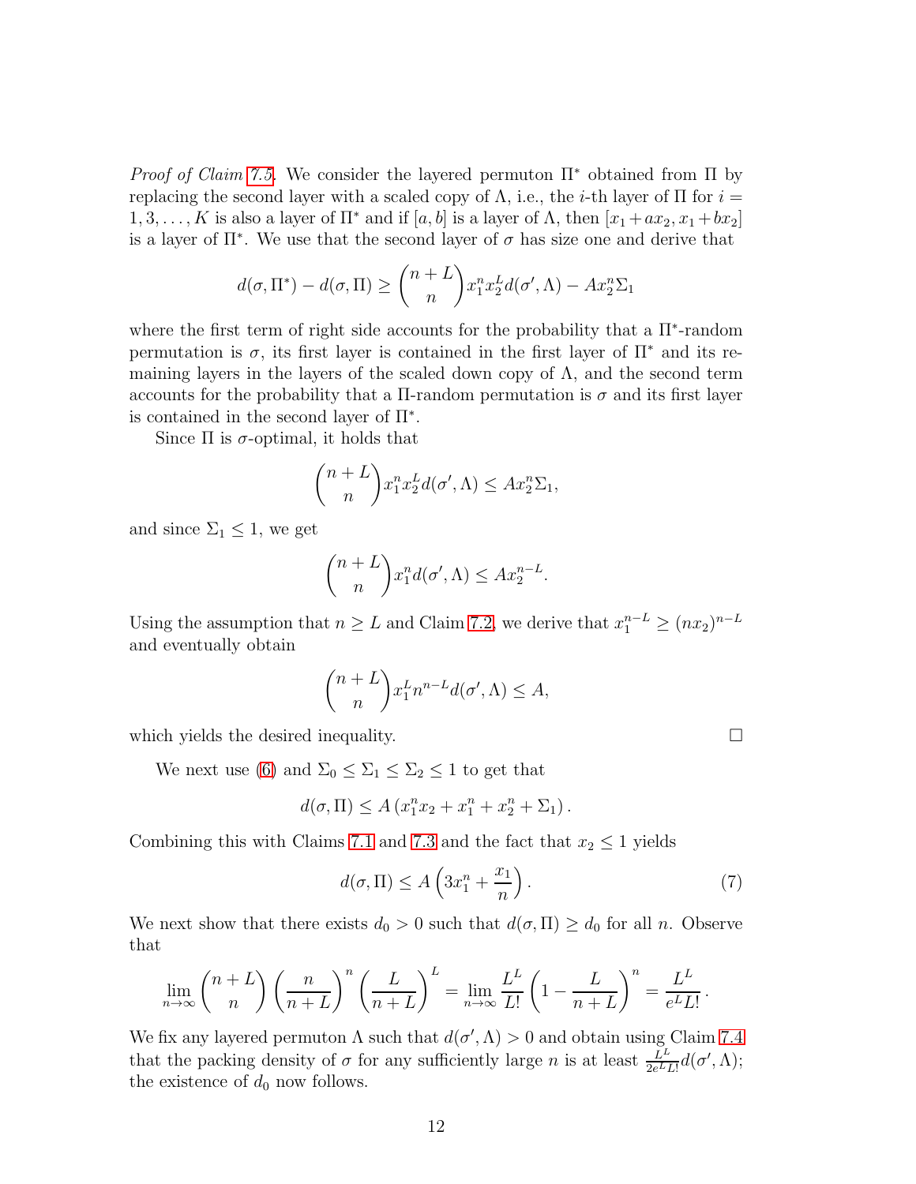*Proof of Claim 7.5.* We consider the layered permuton $\Pi^*$ obtained from $\Pi$ by replacing the second layer with a scaled copy of $\Lambda$, i.e., the $i$-th layer of $\Pi$ for $i = 1, 3, \dots, K$ is also a layer of $\Pi^*$ and if $[a, b]$ is a layer of $\Lambda$, then $[x_1 + ax_2, x_1 + bx_2]$ is a layer of $\Pi^*$. We use that the second layer of $\sigma$ has size one and derive that

$$d(\sigma, \Pi^*) - d(\sigma, \Pi) \geq \binom{n+L}{n} x_1^n x_2^L d(\sigma', \Lambda) - A x_2^n \Sigma_1$$

where the first term of right side accounts for the probability that a $\Pi^*$-random permutation is $\sigma$, its first layer is contained in the first layer of $\Pi^*$ and its remaining layers in the layers of the scaled down copy of $\Lambda$, and the second term accounts for the probability that a $\Pi$-random permutation is $\sigma$ and its first layer is contained in the second layer of $\Pi^*$.

Since $\Pi$ is $\sigma$-optimal, it holds that

$$\binom{n+L}{n} x_1^n x_2^L d(\sigma', \Lambda) \leq A x_2^n \Sigma_1,$$

and since $\Sigma_1 \leq 1$, we get

$$\binom{n+L}{n} x_1^n d(\sigma', \Lambda) \leq A x_2^{n-L}.$$

Using the assumption that $n \geq L$ and Claim 7.2, we derive that $x_1^{n-L} \geq (nx_2)^{n-L}$ and eventually obtain

$$\binom{n+L}{n} x_1^L n^{n-L} d(\sigma', \Lambda) \leq A,$$

which yields the desired inequality. $\square$

We next use (6) and $\Sigma_0 \leq \Sigma_1 \leq \Sigma_2 \leq 1$ to get that

$$d(\sigma, \Pi) \leq A \left( x_1^n x_2 + x_1^n + x_2^n + \Sigma_1 \right).$$

Combining this with Claims 7.1 and 7.3 and the fact that $x_2 \leq 1$ yields

$$d(\sigma, \Pi) \leq A \left( 3x_1^n + \frac{x_1}{n} \right). \tag{7}$$

We next show that there exists $d_0 > 0$ such that $d(\sigma, \Pi) \geq d_0$ for all $n$. Observe that

$$\lim_{n \to \infty} \binom{n+L}{n} \left( \frac{n}{n+L} \right)^n \left( \frac{L}{n+L} \right)^L = \lim_{n \to \infty} \frac{L^L}{L!} \left( 1 - \frac{L}{n+L} \right)^n = \frac{L^L}{e^L L!}.$$

We fix any layered permuton $\Lambda$ such that $d(\sigma', \Lambda) > 0$ and obtain using Claim 7.4 that the packing density of $\sigma$ for any sufficiently large $n$ is at least $\frac{L^L}{2e^L L!} d(\sigma', \Lambda)$; the existence of $d_0$ now follows.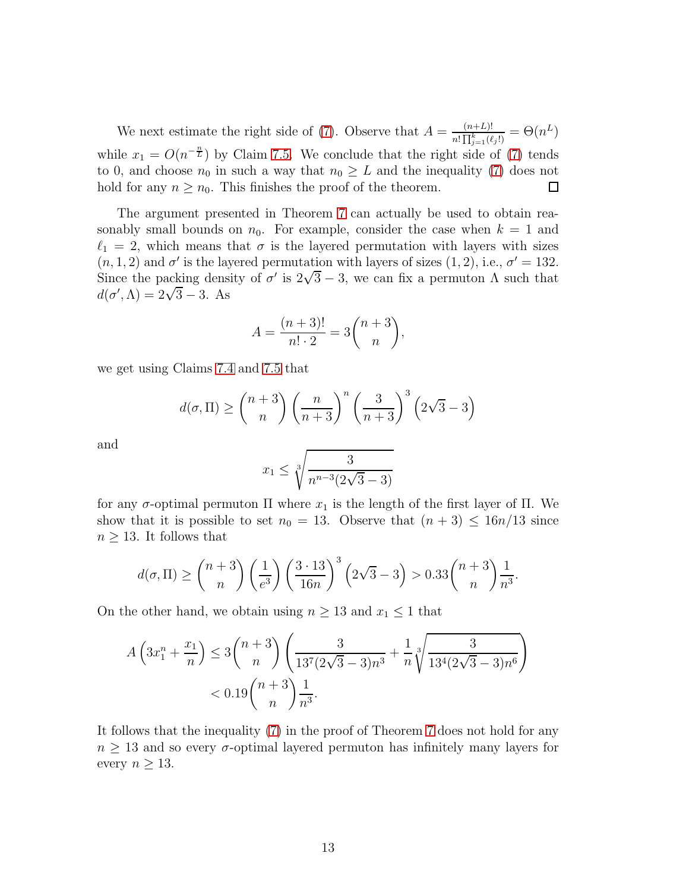We next estimate the right side of (7). Observe that $A = \frac{(n+L)!}{n! \prod_{j=1}^{k} (\ell_j!)} = \Theta(n^L)$ while $x_1 = O(n^{-\frac{n}{L}})$ by Claim 7.5. We conclude that the right side of (7) tends to 0, and choose $n_0$ in such a way that $n_0 \geq L$ and the inequality (7) does not hold for any $n \geq n_0$. This finishes the proof of the theorem. □

The argument presented in Theorem 7 can actually be used to obtain reasonably small bounds on $n_0$. For example, consider the case when $k = 1$ and $\ell_1 = 2$, which means that $\sigma$ is the layered permutation with layers with sizes $(n, 1, 2)$ and $\sigma'$ is the layered permutation with layers of sizes $(1, 2)$, i.e., $\sigma' = 132$. Since the packing density of $\sigma'$ is $2\sqrt{3} - 3$, we can fix a permuton $\Lambda$ such that $d(\sigma', \Lambda) = 2\sqrt{3} - 3$. As

$$A = \frac{(n+3)!}{n! \cdot 2} = 3\binom{n+3}{n},$$

we get using Claims 7.4 and 7.5 that

$$d(\sigma, \Pi) \geq \binom{n+3}{n} \left(\frac{n}{n+3}\right)^n \left(\frac{3}{n+3}\right)^3 \left(2\sqrt{3} - 3\right)$$

and

$$x_1 \leq \sqrt[3]{\frac{3}{n^{n-3}(2\sqrt{3} - 3)}}$$

for any $\sigma$-optimal permuton $\Pi$ where $x_1$ is the length of the first layer of $\Pi$. We show that it is possible to set $n_0 = 13$. Observe that $(n + 3) \leq 16n/13$ since $n \geq 13$. It follows that

$$d(\sigma, \Pi) \geq \binom{n+3}{n} \left(\frac{1}{e^3}\right) \left(\frac{3 \cdot 13}{16n}\right)^3 \left(2\sqrt{3} - 3\right) > 0.33\binom{n+3}{n}\frac{1}{n^3}.$$

On the other hand, we obtain using $n \geq 13$ and $x_1 \leq 1$ that

$$\begin{aligned} A\left(3x_1^n + \frac{x_1}{n}\right) &\leq 3\binom{n+3}{n}\left(\frac{3}{13^7(2\sqrt{3}-3)n^3} + \frac{1}{n}\sqrt[3]{\frac{3}{13^4(2\sqrt{3}-3)n^6}}\right) \\ &< 0.19\binom{n+3}{n}\frac{1}{n^3}. \end{aligned}$$

It follows that the inequality (7) in the proof of Theorem 7 does not hold for any $n \geq 13$ and so every $\sigma$-optimal layered permuton has infinitely many layers for every $n \geq 13$.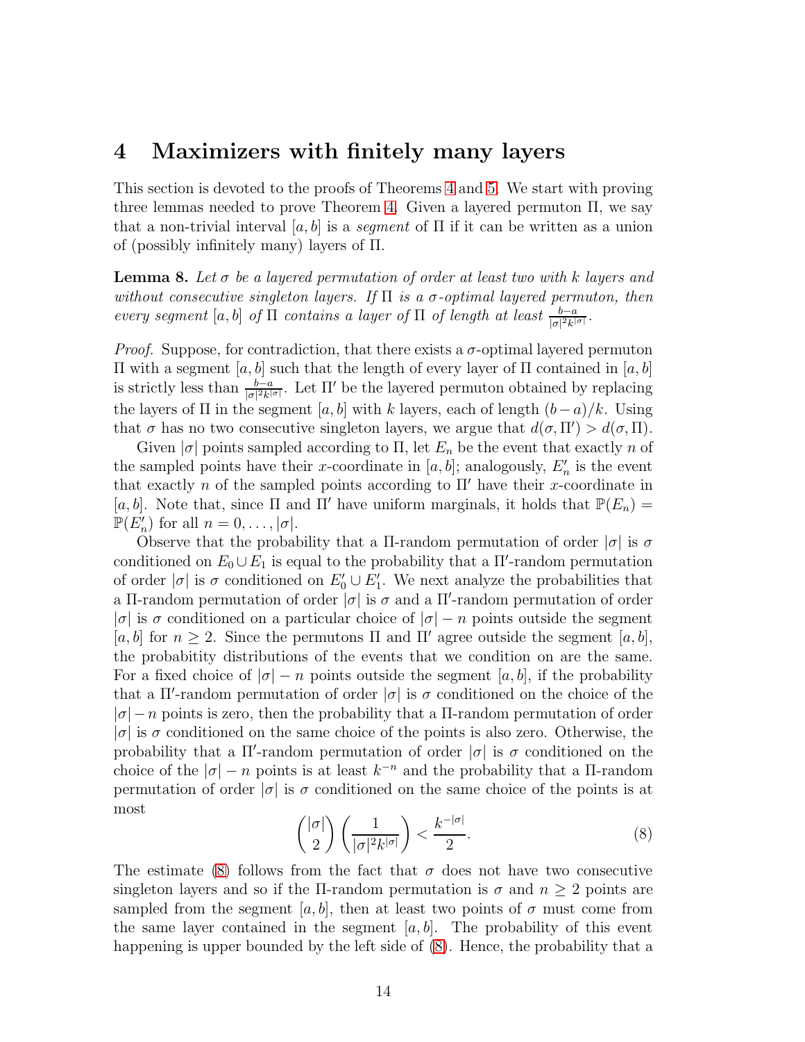# 4 Maximizers with finitely many layers

This section is devoted to the proofs of Theorems 4 and 5. We start with proving three lemmas needed to prove Theorem 4. Given a layered permuton $\Pi$, we say that a non-trivial interval $[a, b]$ is a *segment* of $\Pi$ if it can be written as a union of (possibly infinitely many) layers of $\Pi$.

**Lemma 8.** *Let $\sigma$ be a layered permutation of order at least two with $k$ layers and without consecutive singleton layers. If $\Pi$ is a $\sigma$-optimal layered permuton, then every segment $[a, b]$ of $\Pi$ contains a layer of $\Pi$ of length at least $\frac{b-a}{|\sigma|^2 k^{|\sigma|}}$.*

*Proof.* Suppose, for contradiction, that there exists a $\sigma$-optimal layered permuton $\Pi$ with a segment $[a, b]$ such that the length of every layer of $\Pi$ contained in $[a, b]$ is strictly less than $\frac{b-a}{|\sigma|^2 k^{|\sigma|}}$. Let $\Pi'$ be the layered permuton obtained by replacing the layers of $\Pi$ in the segment $[a, b]$ with $k$ layers, each of length $(b-a)/k$. Using that $\sigma$ has no two consecutive singleton layers, we argue that $d(\sigma, \Pi') > d(\sigma, \Pi)$.

Given $|\sigma|$ points sampled according to $\Pi$, let $E_n$ be the event that exactly $n$ of the sampled points have their $x$-coordinate in $[a, b]$; analogously, $E'_n$ is the event that exactly $n$ of the sampled points according to $\Pi'$ have their $x$-coordinate in $[a, b]$. Note that, since $\Pi$ and $\Pi'$ have uniform marginals, it holds that $\mathbb{P}(E_n) = \mathbb{P}(E'_n)$ for all $n = 0, \ldots, |\sigma|$.

Observe that the probability that a $\Pi$-random permutation of order $|\sigma|$ is $\sigma$ conditioned on $E_0 \cup E_1$ is equal to the probability that a $\Pi'$-random permutation of order $|\sigma|$ is $\sigma$ conditioned on $E'_0 \cup E'_1$. We next analyze the probabilities that a $\Pi$-random permutation of order $|\sigma|$ is $\sigma$ and a $\Pi'$-random permutation of order $|\sigma|$ is $\sigma$ conditioned on a particular choice of $|\sigma| - n$ points outside the segment $[a, b]$ for $n \geq 2$. Since the permutons $\Pi$ and $\Pi'$ agree outside the segment $[a, b]$, the probabitity distributions of the events that we condition on are the same. For a fixed choice of $|\sigma| - n$ points outside the segment $[a, b]$, if the probability that a $\Pi'$-random permutation of order $|\sigma|$ is $\sigma$ conditioned on the choice of the $|\sigma| - n$ points is zero, then the probability that a $\Pi$-random permutation of order $|\sigma|$ is $\sigma$ conditioned on the same choice of the points is also zero. Otherwise, the probability that a $\Pi'$-random permutation of order $|\sigma|$ is $\sigma$ conditioned on the choice of the $|\sigma| - n$ points is at least $k^{-n}$ and the probability that a $\Pi$-random permutation of order $|\sigma|$ is $\sigma$ conditioned on the same choice of the points is at most

$$\binom{|\sigma|}{2}\left(\frac{1}{|\sigma|^2 k^{|\sigma|}}\right) < \frac{k^{-|\sigma|}}{2}. \tag{8}$$

The estimate (8) follows from the fact that $\sigma$ does not have two consecutive singleton layers and so if the $\Pi$-random permutation is $\sigma$ and $n \geq 2$ points are sampled from the segment $[a, b]$, then at least two points of $\sigma$ must come from the same layer contained in the segment $[a, b]$. The probability of this event happening is upper bounded by the left side of (8). Hence, the probability that a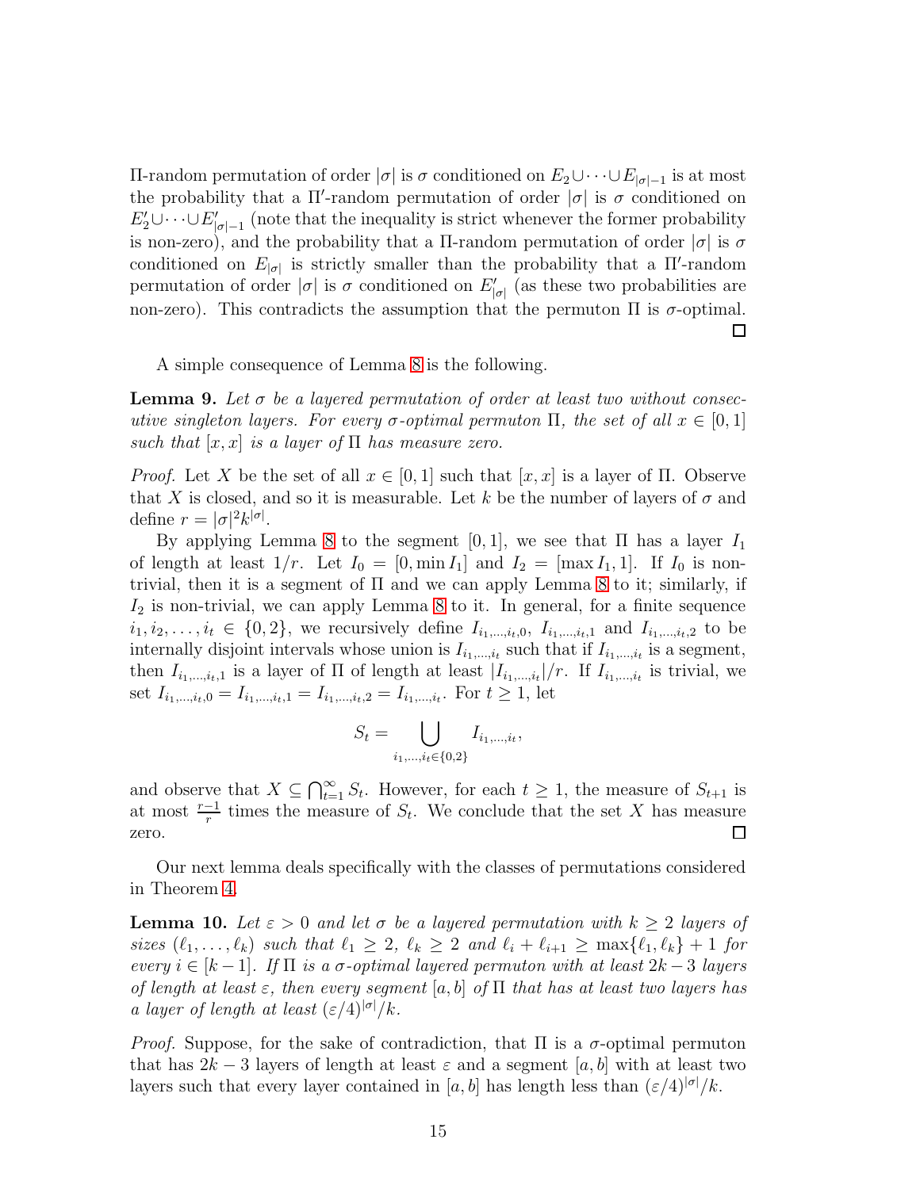Π-random permutation of order $|\sigma|$ is $\sigma$ conditioned on $E_2 \cup \cdots \cup E_{|\sigma|-1}$ is at most the probability that a Π′-random permutation of order $|\sigma|$ is $\sigma$ conditioned on $E'_2 \cup \cdots \cup E'_{|\sigma|-1}$ (note that the inequality is strict whenever the former probability is non-zero), and the probability that a Π-random permutation of order $|\sigma|$ is $\sigma$ conditioned on $E_{|\sigma|}$ is strictly smaller than the probability that a Π′-random permutation of order $|\sigma|$ is $\sigma$ conditioned on $E'_{|\sigma|}$ (as these two probabilities are non-zero). This contradicts the assumption that the permuton Π is $\sigma$-optimal. □

A simple consequence of Lemma 8 is the following.

**Lemma 9.** *Let $\sigma$ be a layered permutation of order at least two without consecutive singleton layers. For every $\sigma$-optimal permuton Π, the set of all $x \in [0,1]$ such that $[x,x]$ is a layer of Π has measure zero.*

*Proof.* Let $X$ be the set of all $x \in [0,1]$ such that $[x,x]$ is a layer of Π. Observe that $X$ is closed, and so it is measurable. Let $k$ be the number of layers of $\sigma$ and define $r = |\sigma|^2 k^{|\sigma|}$.

By applying Lemma 8 to the segment $[0,1]$, we see that Π has a layer $I_1$ of length at least $1/r$. Let $I_0 = [0, \min I_1]$ and $I_2 = [\max I_1, 1]$. If $I_0$ is non-trivial, then it is a segment of Π and we can apply Lemma 8 to it; similarly, if $I_2$ is non-trivial, we can apply Lemma 8 to it. In general, for a finite sequence $i_1, i_2, \ldots, i_t \in \{0,2\}$, we recursively define $I_{i_1,\ldots,i_t,0}$, $I_{i_1,\ldots,i_t,1}$ and $I_{i_1,\ldots,i_t,2}$ to be internally disjoint intervals whose union is $I_{i_1,\ldots,i_t}$ such that if $I_{i_1,\ldots,i_t}$ is a segment, then $I_{i_1,\ldots,i_t,1}$ is a layer of Π of length at least $|I_{i_1,\ldots,i_t}|/r$. If $I_{i_1,\ldots,i_t}$ is trivial, we set $I_{i_1,\ldots,i_t,0} = I_{i_1,\ldots,i_t,1} = I_{i_1,\ldots,i_t,2} = I_{i_1,\ldots,i_t}$. For $t \geq 1$, let

$$S_t = \bigcup_{i_1,\ldots,i_t \in \{0,2\}} I_{i_1,\ldots,i_t},$$

and observe that $X \subseteq \bigcap_{t=1}^{\infty} S_t$. However, for each $t \geq 1$, the measure of $S_{t+1}$ is at most $\frac{r-1}{r}$ times the measure of $S_t$. We conclude that the set $X$ has measure zero. □

Our next lemma deals specifically with the classes of permutations considered in Theorem 4.

**Lemma 10.** *Let $\varepsilon > 0$ and let $\sigma$ be a layered permutation with $k \geq 2$ layers of sizes $(\ell_1, \ldots, \ell_k)$ such that $\ell_1 \geq 2$, $\ell_k \geq 2$ and $\ell_i + \ell_{i+1} \geq \max\{\ell_1, \ell_k\} + 1$ for every $i \in [k-1]$. If Π is a $\sigma$-optimal layered permuton with at least $2k-3$ layers of length at least $\varepsilon$, then every segment $[a,b]$ of Π that has at least two layers has a layer of length at least $(\varepsilon/4)^{|\sigma|}/k$.*

*Proof.* Suppose, for the sake of contradiction, that Π is a $\sigma$-optimal permuton that has $2k-3$ layers of length at least $\varepsilon$ and a segment $[a,b]$ with at least two layers such that every layer contained in $[a,b]$ has length less than $(\varepsilon/4)^{|\sigma|}/k$.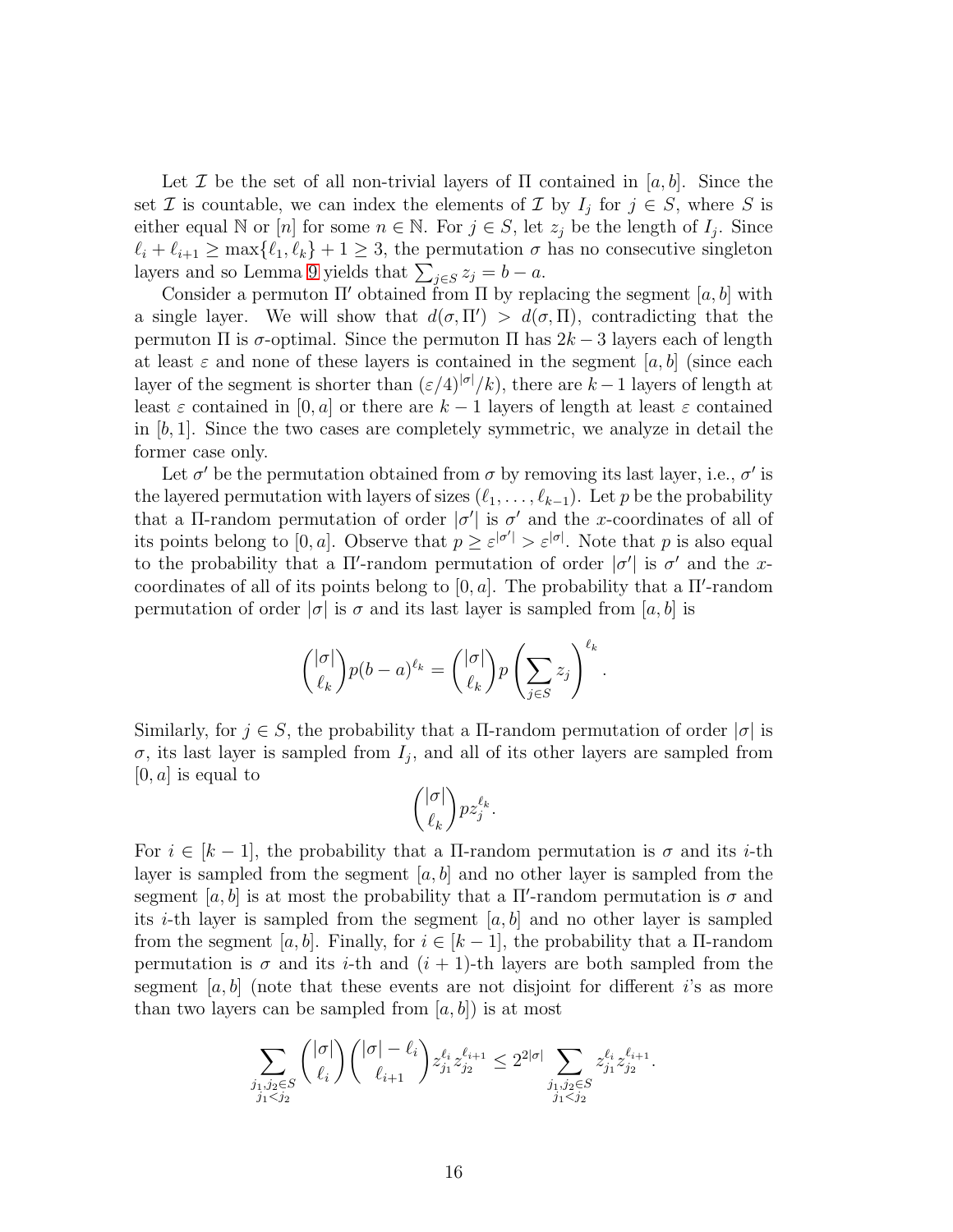Let $\mathcal{I}$ be the set of all non-trivial layers of $\Pi$ contained in $[a,b]$. Since the set $\mathcal{I}$ is countable, we can index the elements of $\mathcal{I}$ by $I_j$ for $j \in S$, where $S$ is either equal $\mathbb{N}$ or $[n]$ for some $n \in \mathbb{N}$. For $j \in S$, let $z_j$ be the length of $I_j$. Since $\ell_i + \ell_{i+1} \geq \max\{\ell_1, \ell_k\} + 1 \geq 3$, the permutation $\sigma$ has no consecutive singleton layers and so Lemma 9 yields that $\sum_{j\in S} z_j = b - a$.

Consider a permuton $\Pi'$ obtained from $\Pi$ by replacing the segment $[a,b]$ with a single layer. We will show that $d(\sigma, \Pi') > d(\sigma, \Pi)$, contradicting that the permuton $\Pi$ is $\sigma$-optimal. Since the permuton $\Pi$ has $2k-3$ layers each of length at least $\varepsilon$ and none of these layers is contained in the segment $[a,b]$ (since each layer of the segment is shorter than $(\varepsilon/4)^{|\sigma|}/k$), there are $k-1$ layers of length at least $\varepsilon$ contained in $[0,a]$ or there are $k-1$ layers of length at least $\varepsilon$ contained in $[b,1]$. Since the two cases are completely symmetric, we analyze in detail the former case only.

Let $\sigma'$ be the permutation obtained from $\sigma$ by removing its last layer, i.e., $\sigma'$ is the layered permutation with layers of sizes $(\ell_1, \ldots, \ell_{k-1})$. Let $p$ be the probability that a $\Pi$-random permutation of order $|\sigma'|$ is $\sigma'$ and the $x$-coordinates of all of its points belong to $[0,a]$. Observe that $p \geq \varepsilon^{|\sigma'|} > \varepsilon^{|\sigma|}$. Note that $p$ is also equal to the probability that a $\Pi'$-random permutation of order $|\sigma'|$ is $\sigma'$ and the $x$-coordinates of all of its points belong to $[0,a]$. The probability that a $\Pi'$-random permutation of order $|\sigma|$ is $\sigma$ and its last layer is sampled from $[a,b]$ is

$$\binom{|\sigma|}{\ell_k} p (b-a)^{\ell_k} = \binom{|\sigma|}{\ell_k} p \left(\sum_{j\in S} z_j\right)^{\ell_k}.$$

Similarly, for $j \in S$, the probability that a $\Pi$-random permutation of order $|\sigma|$ is $\sigma$, its last layer is sampled from $I_j$, and all of its other layers are sampled from $[0,a]$ is equal to

$$\binom{|\sigma|}{\ell_k} p z_j^{\ell_k}.$$

For $i \in [k-1]$, the probability that a $\Pi$-random permutation is $\sigma$ and its $i$-th layer is sampled from the segment $[a,b]$ and no other layer is sampled from the segment $[a,b]$ is at most the probability that a $\Pi'$-random permutation is $\sigma$ and its $i$-th layer is sampled from the segment $[a,b]$ and no other layer is sampled from the segment $[a,b]$. Finally, for $i \in [k-1]$, the probability that a $\Pi$-random permutation is $\sigma$ and its $i$-th and $(i+1)$-th layers are both sampled from the segment $[a,b]$ (note that these events are not disjoint for different $i$'s as more than two layers can be sampled from $[a,b]$) is at most

$$\sum_{\substack{j_1,j_2\in S\\ j_1<j_2}} \binom{|\sigma|}{\ell_i}\binom{|\sigma|-\ell_i}{\ell_{i+1}} z_{j_1}^{\ell_i} z_{j_2}^{\ell_{i+1}} \leq 2^{2|\sigma|} \sum_{\substack{j_1,j_2\in S\\ j_1<j_2}} z_{j_1}^{\ell_i} z_{j_2}^{\ell_{i+1}}.$$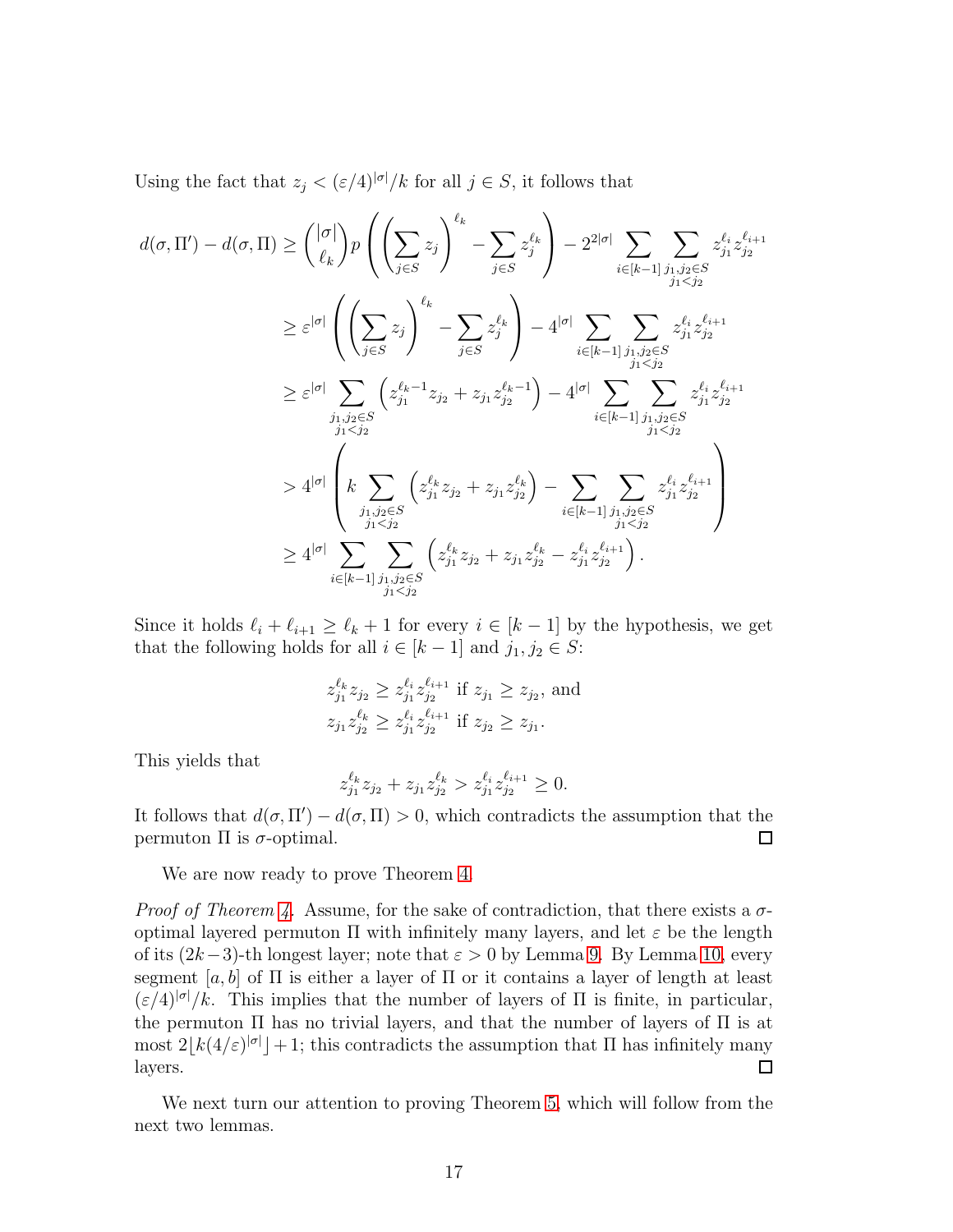Using the fact that $z_j < (\varepsilon/4)^{|\sigma|}/k$ for all $j \in S$, it follows that

$$
\begin{aligned}
d(\sigma,\Pi') - d(\sigma,\Pi) &\geq \binom{|\sigma|}{\ell_k} p \left( \left(\sum_{j\in S} z_j\right)^{\ell_k} - \sum_{j\in S} z_j^{\ell_k} \right) - 2^{2|\sigma|} \sum_{i\in[k-1]} \sum_{\substack{j_1,j_2\in S\\ j_1<j_2}} z_{j_1}^{\ell_i} z_{j_2}^{\ell_{i+1}} \\
&\geq \varepsilon^{|\sigma|} \left( \left(\sum_{j\in S} z_j\right)^{\ell_k} - \sum_{j\in S} z_j^{\ell_k} \right) - 4^{|\sigma|} \sum_{i\in[k-1]} \sum_{\substack{j_1,j_2\in S\\ j_1<j_2}} z_{j_1}^{\ell_i} z_{j_2}^{\ell_{i+1}} \\
&\geq \varepsilon^{|\sigma|} \sum_{\substack{j_1,j_2\in S\\ j_1<j_2}} \left( z_{j_1}^{\ell_k-1} z_{j_2} + z_{j_1} z_{j_2}^{\ell_k-1} \right) - 4^{|\sigma|} \sum_{i\in[k-1]} \sum_{\substack{j_1,j_2\in S\\ j_1<j_2}} z_{j_1}^{\ell_i} z_{j_2}^{\ell_{i+1}} \\
&> 4^{|\sigma|} \left( k \sum_{\substack{j_1,j_2\in S\\ j_1<j_2}} \left( z_{j_1}^{\ell_k} z_{j_2} + z_{j_1} z_{j_2}^{\ell_k} \right) - \sum_{i\in[k-1]} \sum_{\substack{j_1,j_2\in S\\ j_1<j_2}} z_{j_1}^{\ell_i} z_{j_2}^{\ell_{i+1}} \right) \\
&\geq 4^{|\sigma|} \sum_{i\in[k-1]} \sum_{\substack{j_1,j_2\in S\\ j_1<j_2}} \left( z_{j_1}^{\ell_k} z_{j_2} + z_{j_1} z_{j_2}^{\ell_k} - z_{j_1}^{\ell_i} z_{j_2}^{\ell_{i+1}} \right).
\end{aligned}
$$

Since it holds $\ell_i + \ell_{i+1} \geq \ell_k + 1$ for every $i \in [k-1]$ by the hypothesis, we get that the following holds for all $i \in [k-1]$ and $j_1, j_2 \in S$:

$$
\begin{aligned}
&z_{j_1}^{\ell_k} z_{j_2} \geq z_{j_1}^{\ell_i} z_{j_2}^{\ell_{i+1}} \text{ if } z_{j_1} \geq z_{j_2}, \text{ and} \\
&z_{j_1} z_{j_2}^{\ell_k} \geq z_{j_1}^{\ell_i} z_{j_2}^{\ell_{i+1}} \text{ if } z_{j_2} \geq z_{j_1}.
\end{aligned}
$$

This yields that

$$
z_{j_1}^{\ell_k} z_{j_2} + z_{j_1} z_{j_2}^{\ell_k} > z_{j_1}^{\ell_i} z_{j_2}^{\ell_{i+1}} \geq 0.
$$

It follows that $d(\sigma,\Pi') - d(\sigma,\Pi) > 0$, which contradicts the assumption that the permuton $\Pi$ is $\sigma$-optimal. □

We are now ready to prove Theorem 4.

*Proof of Theorem 4.* Assume, for the sake of contradiction, that there exists a $\sigma$-optimal layered permuton $\Pi$ with infinitely many layers, and let $\varepsilon$ be the length of its $(2k-3)$-th longest layer; note that $\varepsilon > 0$ by Lemma 9. By Lemma 10, every segment $[a,b]$ of $\Pi$ is either a layer of $\Pi$ or it contains a layer of length at least $(\varepsilon/4)^{|\sigma|}/k$. This implies that the number of layers of $\Pi$ is finite, in particular, the permuton $\Pi$ has no trivial layers, and that the number of layers of $\Pi$ is at most $2\lfloor k(4/\varepsilon)^{|\sigma|} \rfloor + 1$; this contradicts the assumption that $\Pi$ has infinitely many layers. □

We next turn our attention to proving Theorem 5, which will follow from the next two lemmas.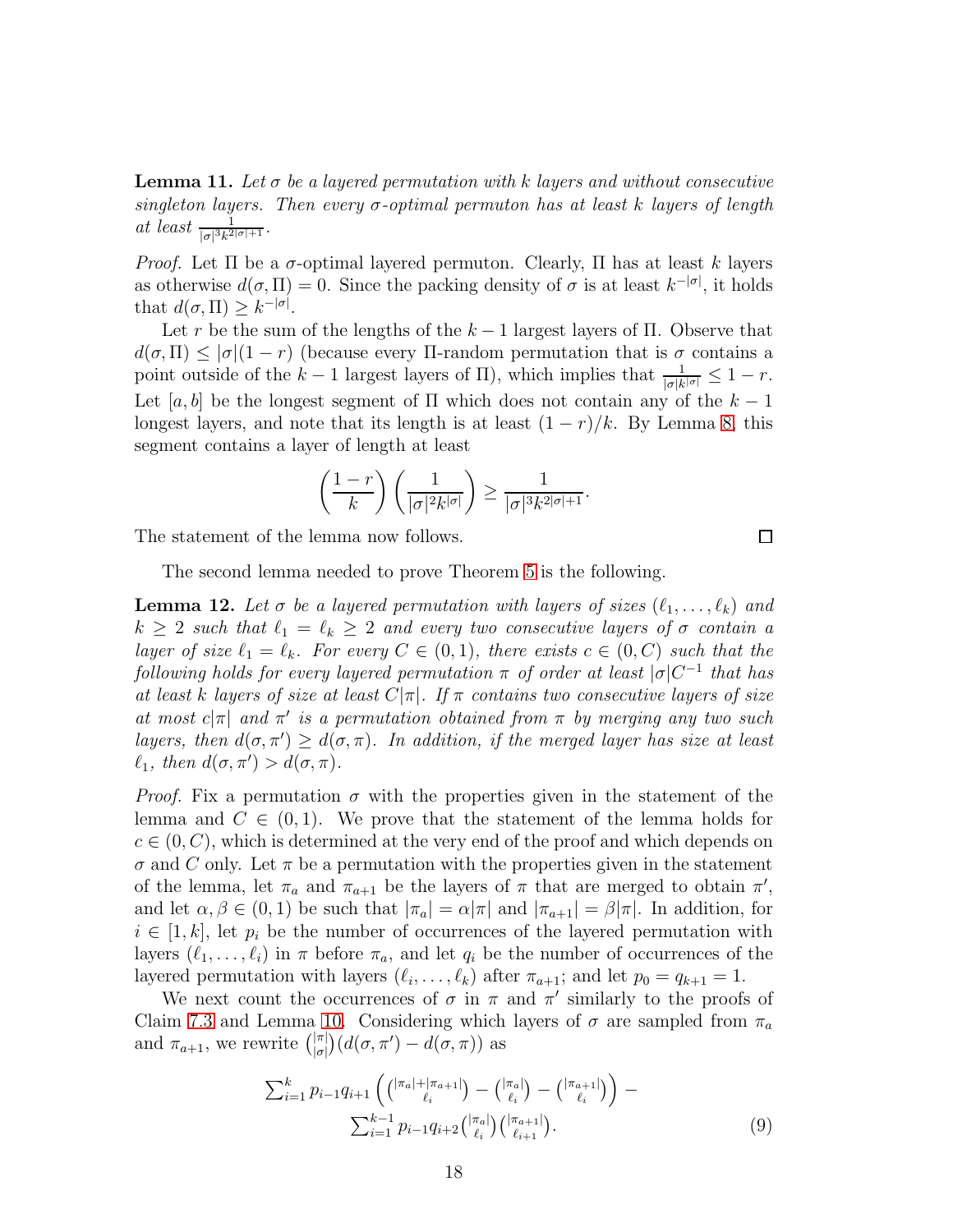**Lemma 11.** *Let $\sigma$ be a layered permutation with $k$ layers and without consecutive singleton layers. Then every $\sigma$-optimal permuton has at least $k$ layers of length at least $\frac{1}{|\sigma|^3 k^{2|\sigma|+1}}$.*

*Proof.* Let $\Pi$ be a $\sigma$-optimal layered permuton. Clearly, $\Pi$ has at least $k$ layers as otherwise $d(\sigma, \Pi) = 0$. Since the packing density of $\sigma$ is at least $k^{-|\sigma|}$, it holds that $d(\sigma, \Pi) \geq k^{-|\sigma|}$.

Let $r$ be the sum of the lengths of the $k-1$ largest layers of $\Pi$. Observe that $d(\sigma, \Pi) \leq |\sigma|(1-r)$ (because every $\Pi$-random permutation that is $\sigma$ contains a point outside of the $k-1$ largest layers of $\Pi$), which implies that $\frac{1}{|\sigma| k^{|\sigma|}} \leq 1 - r$. Let $[a, b]$ be the longest segment of $\Pi$ which does not contain any of the $k-1$ longest layers, and note that its length is at least $(1-r)/k$. By Lemma 8, this segment contains a layer of length at least

$$\left(\frac{1-r}{k}\right)\left(\frac{1}{|\sigma|^2 k^{|\sigma|}}\right) \geq \frac{1}{|\sigma|^3 k^{2|\sigma|+1}}.$$

The statement of the lemma now follows. $\square$

The second lemma needed to prove Theorem 5 is the following.

**Lemma 12.** *Let $\sigma$ be a layered permutation with layers of sizes $(\ell_1, \ldots, \ell_k)$ and $k \geq 2$ such that $\ell_1 = \ell_k \geq 2$ and every two consecutive layers of $\sigma$ contain a layer of size $\ell_1 = \ell_k$. For every $C \in (0,1)$, there exists $c \in (0, C)$ such that the following holds for every layered permutation $\pi$ of order at least $|\sigma| C^{-1}$ that has at least $k$ layers of size at least $C|\pi|$. If $\pi$ contains two consecutive layers of size at most $c|\pi|$ and $\pi'$ is a permutation obtained from $\pi$ by merging any two such layers, then $d(\sigma, \pi') \geq d(\sigma, \pi)$. In addition, if the merged layer has size at least $\ell_1$, then $d(\sigma, \pi') > d(\sigma, \pi)$.*

*Proof.* Fix a permutation $\sigma$ with the properties given in the statement of the lemma and $C \in (0,1)$. We prove that the statement of the lemma holds for $c \in (0, C)$, which is determined at the very end of the proof and which depends on $\sigma$ and $C$ only. Let $\pi$ be a permutation with the properties given in the statement of the lemma, let $\pi_a$ and $\pi_{a+1}$ be the layers of $\pi$ that are merged to obtain $\pi'$, and let $\alpha, \beta \in (0,1)$ be such that $|\pi_a| = \alpha|\pi|$ and $|\pi_{a+1}| = \beta|\pi|$. In addition, for $i \in [1, k]$, let $p_i$ be the number of occurrences of the layered permutation with layers $(\ell_1, \ldots, \ell_i)$ in $\pi$ before $\pi_a$, and let $q_i$ be the number of occurrences of the layered permutation with layers $(\ell_i, \ldots, \ell_k)$ after $\pi_{a+1}$; and let $p_0 = q_{k+1} = 1$.

We next count the occurrences of $\sigma$ in $\pi$ and $\pi'$ similarly to the proofs of Claim 7.3 and Lemma 10. Considering which layers of $\sigma$ are sampled from $\pi_a$ and $\pi_{a+1}$, we rewrite $\binom{|\pi|}{|\sigma|}(d(\sigma, \pi') - d(\sigma, \pi))$ as

$$\begin{aligned}\sum_{i=1}^{k} p_{i-1} q_{i+1} \left( \binom{|\pi_a| + |\pi_{a+1}|}{\ell_i} - \binom{|\pi_a|}{\ell_i} - \binom{|\pi_{a+1}|}{\ell_i} \right) - \\ \sum_{i=1}^{k-1} p_{i-1} q_{i+2} \binom{|\pi_a|}{\ell_i} \binom{|\pi_{a+1}|}{\ell_{i+1}}.\end{aligned} \tag{9}$$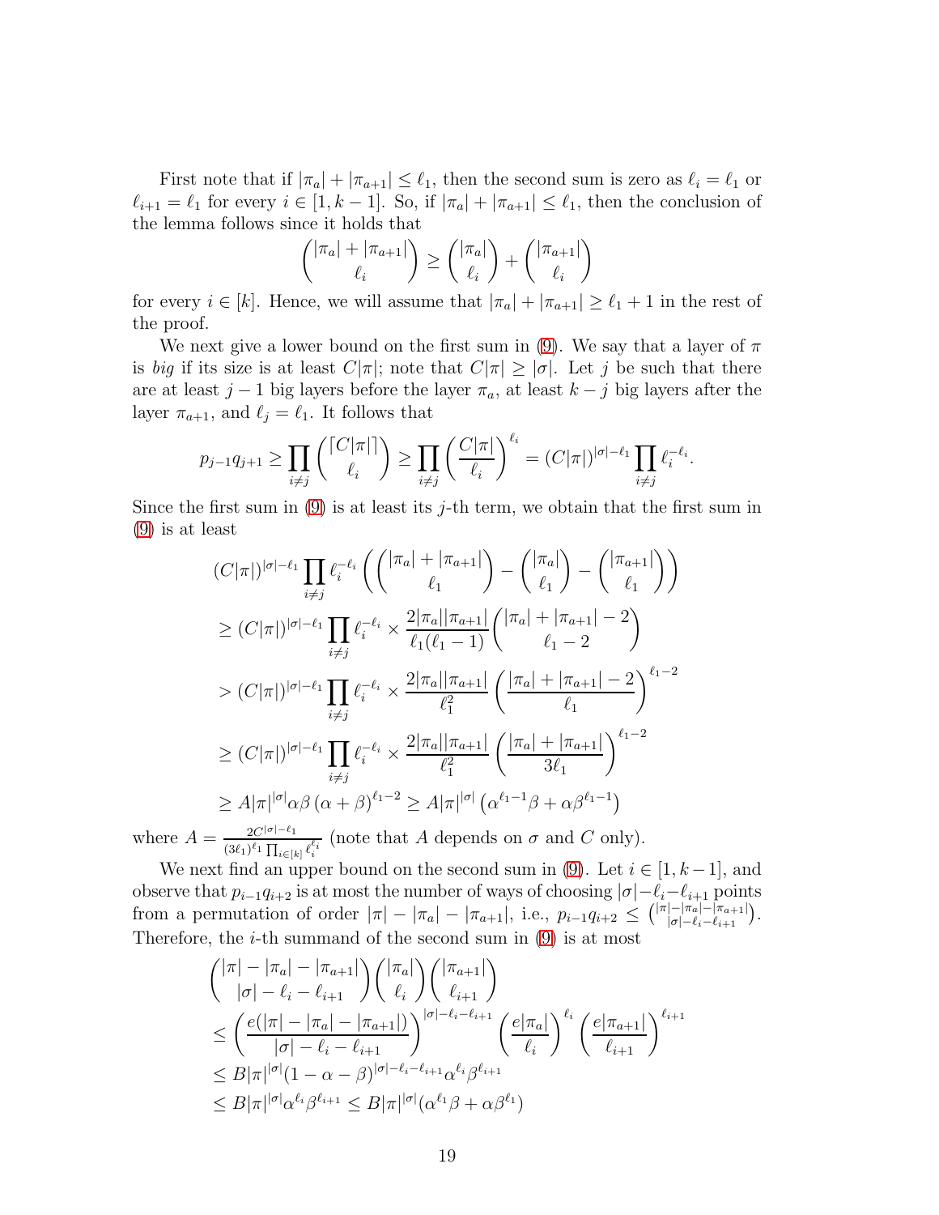First note that if $|\pi_a| + |\pi_{a+1}| \le \ell_1$, then the second sum is zero as $\ell_i = \ell_1$ or $\ell_{i+1} = \ell_1$ for every $i \in [1, k-1]$. So, if $|\pi_a| + |\pi_{a+1}| \le \ell_1$, then the conclusion of the lemma follows since it holds that

$$\binom{|\pi_a| + |\pi_{a+1}|}{\ell_i} \ge \binom{|\pi_a|}{\ell_i} + \binom{|\pi_{a+1}|}{\ell_i}$$

for every $i \in [k]$. Hence, we will assume that $|\pi_a| + |\pi_{a+1}| \ge \ell_1 + 1$ in the rest of the proof.

We next give a lower bound on the first sum in (9). We say that a layer of $\pi$ is *big* if its size is at least $C|\pi|$; note that $C|\pi| \ge |\sigma|$. Let $j$ be such that there are at least $j-1$ big layers before the layer $\pi_a$, at least $k-j$ big layers after the layer $\pi_{a+1}$, and $\ell_j = \ell_1$. It follows that

$$p_{j-1}q_{j+1} \ge \prod_{i \ne j} \binom{\lceil C|\pi| \rceil}{\ell_i} \ge \prod_{i \ne j} \left(\frac{C|\pi|}{\ell_i}\right)^{\ell_i} = (C|\pi|)^{|\sigma| - \ell_1} \prod_{i \ne j} \ell_i^{-\ell_i}.$$

Since the first sum in (9) is at least its $j$-th term, we obtain that the first sum in (9) is at least

$$\begin{aligned}
&(C|\pi|)^{|\sigma|-\ell_1} \prod_{i \ne j} \ell_i^{-\ell_i} \left( \binom{|\pi_a| + |\pi_{a+1}|}{\ell_1} - \binom{|\pi_a|}{\ell_1} - \binom{|\pi_{a+1}|}{\ell_1} \right) \\
&\ge (C|\pi|)^{|\sigma|-\ell_1} \prod_{i \ne j} \ell_i^{-\ell_i} \times \frac{2|\pi_a||\pi_{a+1}|}{\ell_1(\ell_1 - 1)} \binom{|\pi_a| + |\pi_{a+1}| - 2}{\ell_1 - 2} \\
&> (C|\pi|)^{|\sigma|-\ell_1} \prod_{i \ne j} \ell_i^{-\ell_i} \times \frac{2|\pi_a||\pi_{a+1}|}{\ell_1^2} \left( \frac{|\pi_a| + |\pi_{a+1}| - 2}{\ell_1} \right)^{\ell_1 - 2} \\
&\ge (C|\pi|)^{|\sigma|-\ell_1} \prod_{i \ne j} \ell_i^{-\ell_i} \times \frac{2|\pi_a||\pi_{a+1}|}{\ell_1^2} \left( \frac{|\pi_a| + |\pi_{a+1}|}{3\ell_1} \right)^{\ell_1 - 2} \\
&\ge A|\pi|^{|\sigma|} \alpha\beta \left(\alpha + \beta\right)^{\ell_1 - 2} \ge A|\pi|^{|\sigma|} \left(\alpha^{\ell_1 - 1}\beta + \alpha\beta^{\ell_1 - 1}\right)
\end{aligned}$$

where $A = \frac{2C^{|\sigma|-\ell_1}}{(3\ell_1)^{\ell_1} \prod_{i \in [k]} \ell_i^{\ell_i}}$ (note that $A$ depends on $\sigma$ and $C$ only).

We next find an upper bound on the second sum in (9). Let $i \in [1, k-1]$, and observe that $p_{i-1}q_{i+2}$ is at most the number of ways of choosing $|\sigma| - \ell_i - \ell_{i+1}$ points from a permutation of order $|\pi| - |\pi_a| - |\pi_{a+1}|$, i.e., $p_{i-1}q_{i+2} \le \binom{|\pi| - |\pi_a| - |\pi_{a+1}|}{|\sigma| - \ell_i - \ell_{i+1}}$. Therefore, the $i$-th summand of the second sum in (9) is at most

$$\begin{aligned}
&\binom{|\pi| - |\pi_a| - |\pi_{a+1}|}{|\sigma| - \ell_i - \ell_{i+1}} \binom{|\pi_a|}{\ell_i} \binom{|\pi_{a+1}|}{\ell_{i+1}} \\
&\le \left( \frac{e(|\pi| - |\pi_a| - |\pi_{a+1}|)}{|\sigma| - \ell_i - \ell_{i+1}} \right)^{|\sigma| - \ell_i - \ell_{i+1}} \left( \frac{e|\pi_a|}{\ell_i} \right)^{\ell_i} \left( \frac{e|\pi_{a+1}|}{\ell_{i+1}} \right)^{\ell_{i+1}} \\
&\le B|\pi|^{|\sigma|} (1 - \alpha - \beta)^{|\sigma| - \ell_i - \ell_{i+1}} \alpha^{\ell_i} \beta^{\ell_{i+1}} \\
&\le B|\pi|^{|\sigma|} \alpha^{\ell_i} \beta^{\ell_{i+1}} \le B|\pi|^{|\sigma|} (\alpha^{\ell_1}\beta + \alpha\beta^{\ell_1})
\end{aligned}$$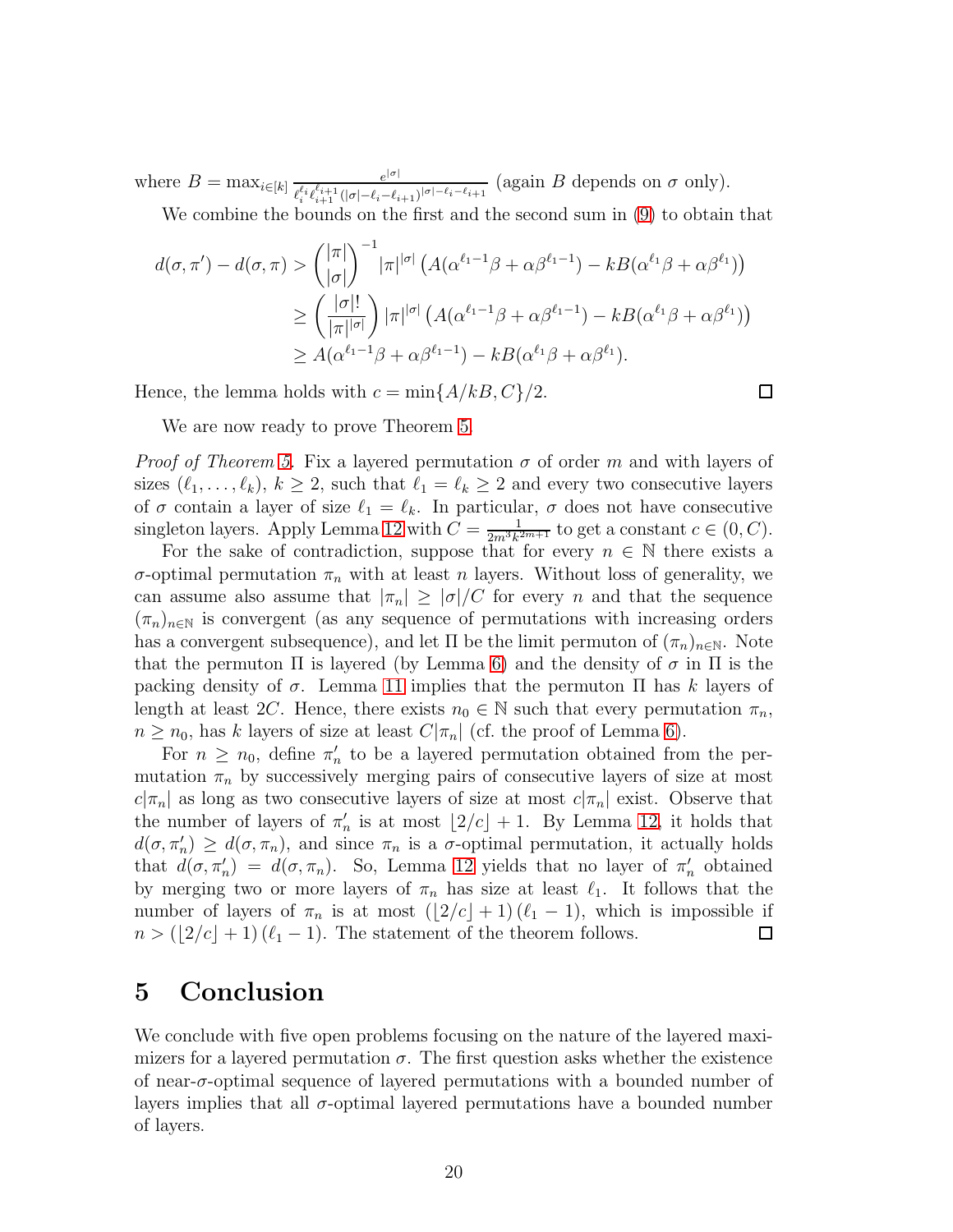where $B = \max_{i\in[k]} \frac{e^{|\sigma|}}{\ell_i^{\ell_i}\ell_{i+1}^{\ell_{i+1}}(|\sigma|-\ell_i-\ell_{i+1})^{|\sigma|-\ell_i-\ell_{i+1}}}$ (again $B$ depends on $\sigma$ only).

We combine the bounds on the first and the second sum in (9) to obtain that

$$
\begin{aligned}
d(\sigma,\pi') - d(\sigma,\pi) &> \binom{|\pi|}{|\sigma|}^{-1} |\pi|^{|\sigma|} \left(A(\alpha^{\ell_1-1}\beta + \alpha\beta^{\ell_1-1}) - kB(\alpha^{\ell_1}\beta + \alpha\beta^{\ell_1})\right) \\
&\geq \left(\frac{|\sigma|!}{|\pi|^{|\sigma|}}\right) |\pi|^{|\sigma|} \left(A(\alpha^{\ell_1-1}\beta + \alpha\beta^{\ell_1-1}) - kB(\alpha^{\ell_1}\beta + \alpha\beta^{\ell_1})\right) \\
&\geq A(\alpha^{\ell_1-1}\beta + \alpha\beta^{\ell_1-1}) - kB(\alpha^{\ell_1}\beta + \alpha\beta^{\ell_1}).
\end{aligned}
$$

Hence, the lemma holds with $c = \min\{A/kB, C\}/2$. □

We are now ready to prove Theorem 5.

*Proof of Theorem 5.* Fix a layered permutation $\sigma$ of order $m$ and with layers of sizes $(\ell_1, \ldots, \ell_k)$, $k \geq 2$, such that $\ell_1 = \ell_k \geq 2$ and every two consecutive layers of $\sigma$ contain a layer of size $\ell_1 = \ell_k$. In particular, $\sigma$ does not have consecutive singleton layers. Apply Lemma 12 with $C = \frac{1}{2m^3k^{2m+1}}$ to get a constant $c \in (0, C)$.

For the sake of contradiction, suppose that for every $n \in \mathbb{N}$ there exists a $\sigma$-optimal permutation $\pi_n$ with at least $n$ layers. Without loss of generality, we can assume also assume that $|\pi_n| \geq |\sigma|/C$ for every $n$ and that the sequence $(\pi_n)_{n\in\mathbb{N}}$ is convergent (as any sequence of permutations with increasing orders has a convergent subsequence), and let $\Pi$ be the limit permuton of $(\pi_n)_{n\in\mathbb{N}}$. Note that the permuton $\Pi$ is layered (by Lemma 6) and the density of $\sigma$ in $\Pi$ is the packing density of $\sigma$. Lemma 11 implies that the permuton $\Pi$ has $k$ layers of length at least $2C$. Hence, there exists $n_0 \in \mathbb{N}$ such that every permutation $\pi_n$, $n \geq n_0$, has $k$ layers of size at least $C|\pi_n|$ (cf. the proof of Lemma 6).

For $n \geq n_0$, define $\pi'_n$ to be a layered permutation obtained from the permutation $\pi_n$ by successively merging pairs of consecutive layers of size at most $c|\pi_n|$ as long as two consecutive layers of size at most $c|\pi_n|$ exist. Observe that the number of layers of $\pi'_n$ is at most $\lfloor 2/c \rfloor + 1$. By Lemma 12, it holds that $d(\sigma, \pi'_n) \geq d(\sigma, \pi_n)$, and since $\pi_n$ is a $\sigma$-optimal permutation, it actually holds that $d(\sigma, \pi'_n) = d(\sigma, \pi_n)$. So, Lemma 12 yields that no layer of $\pi'_n$ obtained by merging two or more layers of $\pi_n$ has size at least $\ell_1$. It follows that the number of layers of $\pi_n$ is at most $(\lfloor 2/c \rfloor + 1)(\ell_1 - 1)$, which is impossible if $n > (\lfloor 2/c \rfloor + 1)(\ell_1 - 1)$. The statement of the theorem follows. □

# 5 Conclusion

We conclude with five open problems focusing on the nature of the layered maximizers for a layered permutation $\sigma$. The first question asks whether the existence of near-$\sigma$-optimal sequence of layered permutations with a bounded number of layers implies that all $\sigma$-optimal layered permutations have a bounded number of layers.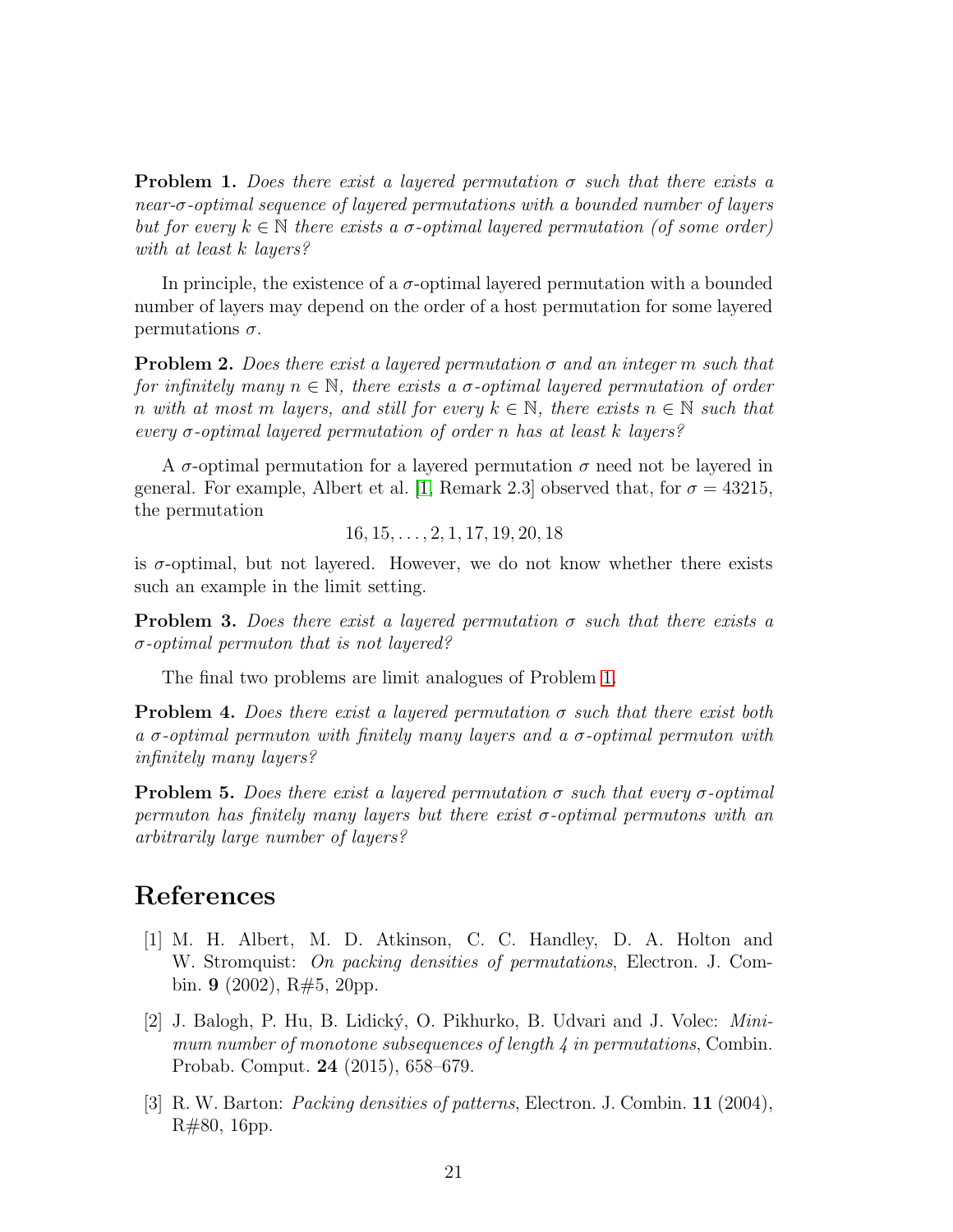**Problem 1.** *Does there exist a layered permutation $\sigma$ such that there exists a near-$\sigma$-optimal sequence of layered permutations with a bounded number of layers but for every $k \in \mathbb{N}$ there exists a $\sigma$-optimal layered permutation (of some order) with at least $k$ layers?*

In principle, the existence of a $\sigma$-optimal layered permutation with a bounded number of layers may depend on the order of a host permutation for some layered permutations $\sigma$.

**Problem 2.** *Does there exist a layered permutation $\sigma$ and an integer $m$ such that for infinitely many $n \in \mathbb{N}$, there exists a $\sigma$-optimal layered permutation of order $n$ with at most $m$ layers, and still for every $k \in \mathbb{N}$, there exists $n \in \mathbb{N}$ such that every $\sigma$-optimal layered permutation of order $n$ has at least $k$ layers?*

A $\sigma$-optimal permutation for a layered permutation $\sigma$ need not be layered in general. For example, Albert et al. [1, Remark 2.3] observed that, for $\sigma = 43215$, the permutation

$$16, 15, \ldots, 2, 1, 17, 19, 20, 18$$

is $\sigma$-optimal, but not layered. However, we do not know whether there exists such an example in the limit setting.

**Problem 3.** *Does there exist a layered permutation $\sigma$ such that there exists a $\sigma$-optimal permuton that is not layered?*

The final two problems are limit analogues of Problem 1.

**Problem 4.** *Does there exist a layered permutation $\sigma$ such that there exist both a $\sigma$-optimal permuton with finitely many layers and a $\sigma$-optimal permuton with infinitely many layers?*

**Problem 5.** *Does there exist a layered permutation $\sigma$ such that every $\sigma$-optimal permuton has finitely many layers but there exist $\sigma$-optimal permutons with an arbitrarily large number of layers?*

# References

[1] M. H. Albert, M. D. Atkinson, C. C. Handley, D. A. Holton and W. Stromquist: *On packing densities of permutations*, Electron. J. Combin. **9** (2002), R#5, 20pp.

[2] J. Balogh, P. Hu, B. Lidický, O. Pikhurko, B. Udvari and J. Volec: *Minimum number of monotone subsequences of length 4 in permutations*, Combin. Probab. Comput. **24** (2015), 658–679.

[3] R. W. Barton: *Packing densities of patterns*, Electron. J. Combin. **11** (2004), R#80, 16pp.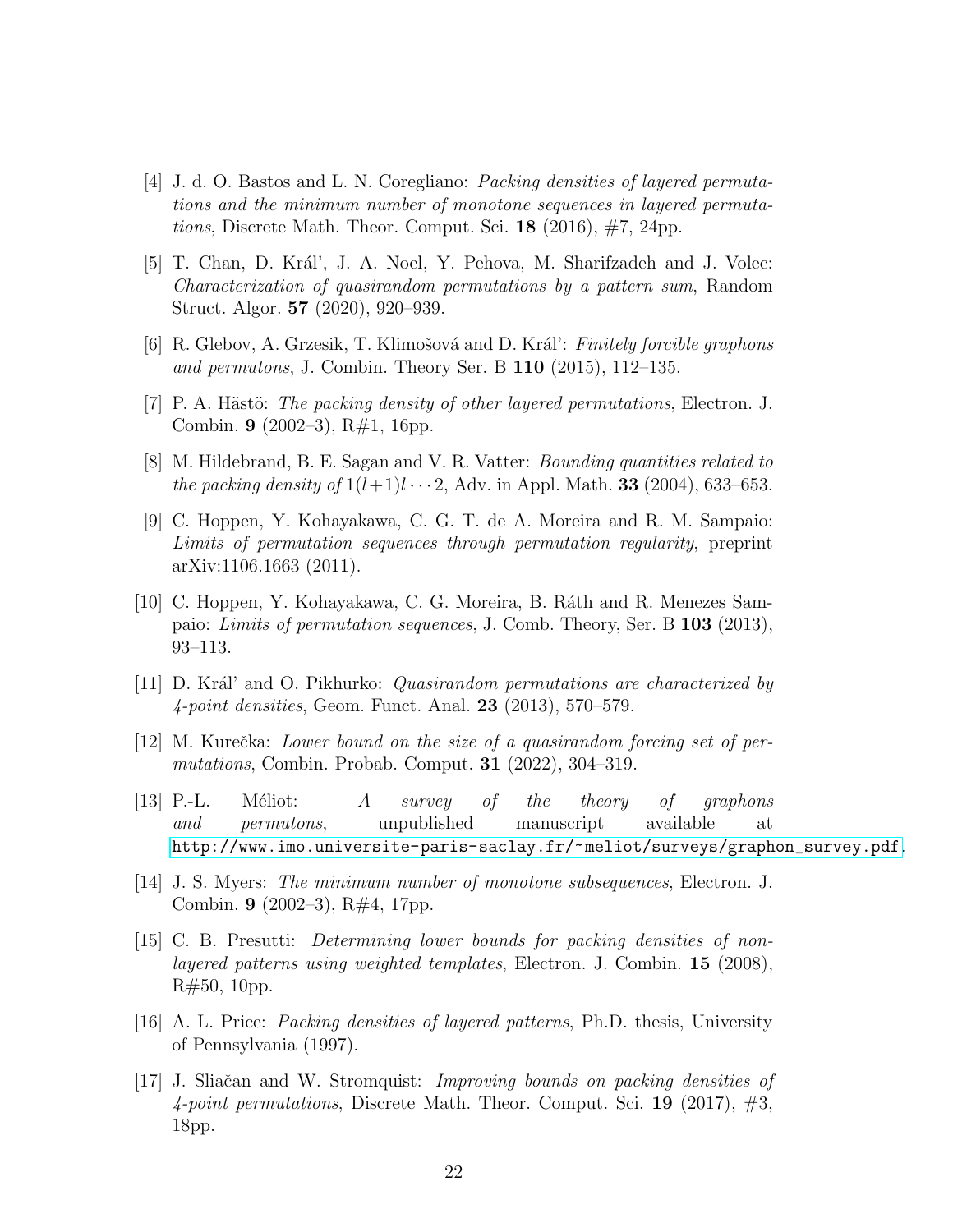[4] J. d. O. Bastos and L. N. Coregliano: *Packing densities of layered permutations and the minimum number of monotone sequences in layered permutations*, Discrete Math. Theor. Comput. Sci. **18** (2016), #7, 24pp.

[5] T. Chan, D. Kráľ, J. A. Noel, Y. Pehova, M. Sharifzadeh and J. Volec: *Characterization of quasirandom permutations by a pattern sum*, Random Struct. Algor. **57** (2020), 920–939.

[6] R. Glebov, A. Grzesik, T. Klimošová and D. Kráľ: *Finitely forcible graphons and permutons*, J. Combin. Theory Ser. B **110** (2015), 112–135.

[7] P. A. Hästö: *The packing density of other layered permutations*, Electron. J. Combin. **9** (2002–3), R#1, 16pp.

[8] M. Hildebrand, B. E. Sagan and V. R. Vatter: *Bounding quantities related to the packing density of* $1(l+1)l\cdots 2$, Adv. in Appl. Math. **33** (2004), 633–653.

[9] C. Hoppen, Y. Kohayakawa, C. G. T. de A. Moreira and R. M. Sampaio: *Limits of permutation sequences through permutation regularity*, preprint arXiv:1106.1663 (2011).

[10] C. Hoppen, Y. Kohayakawa, C. G. Moreira, B. Ráth and R. Menezes Sampaio: *Limits of permutation sequences*, J. Comb. Theory, Ser. B **103** (2013), 93–113.

[11] D. Kráľ and O. Pikhurko: *Quasirandom permutations are characterized by 4-point densities*, Geom. Funct. Anal. **23** (2013), 570–579.

[12] M. Kurečka: *Lower bound on the size of a quasirandom forcing set of permutations*, Combin. Probab. Comput. **31** (2022), 304–319.

[13] P.-L. Méliot: *A survey of the theory of graphons and permutons*, unpublished manuscript available at http://www.imo.universite-paris-saclay.fr/~meliot/surveys/graphon_survey.pdf.

[14] J. S. Myers: *The minimum number of monotone subsequences*, Electron. J. Combin. **9** (2002–3), R#4, 17pp.

[15] C. B. Presutti: *Determining lower bounds for packing densities of non-layered patterns using weighted templates*, Electron. J. Combin. **15** (2008), R#50, 10pp.

[16] A. L. Price: *Packing densities of layered patterns*, Ph.D. thesis, University of Pennsylvania (1997).

[17] J. Sliačan and W. Stromquist: *Improving bounds on packing densities of 4-point permutations*, Discrete Math. Theor. Comput. Sci. **19** (2017), #3, 18pp.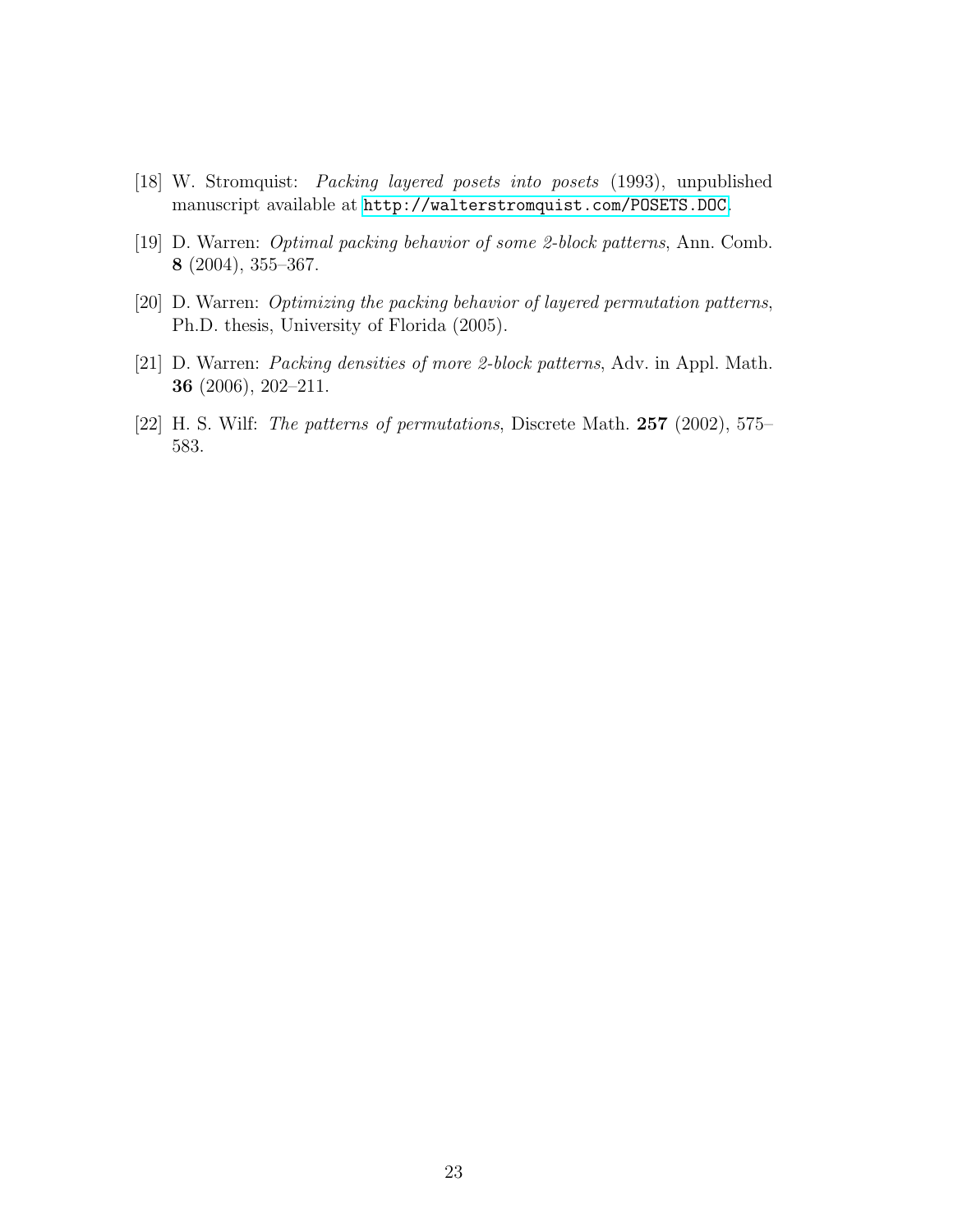[18] W. Stromquist: *Packing layered posets into posets* (1993), unpublished manuscript available at http://walterstromquist.com/POSETS.DOC.

[19] D. Warren: *Optimal packing behavior of some 2-block patterns*, Ann. Comb. **8** (2004), 355–367.

[20] D. Warren: *Optimizing the packing behavior of layered permutation patterns*, Ph.D. thesis, University of Florida (2005).

[21] D. Warren: *Packing densities of more 2-block patterns*, Adv. in Appl. Math. **36** (2006), 202–211.

[22] H. S. Wilf: *The patterns of permutations*, Discrete Math. **257** (2002), 575–583.